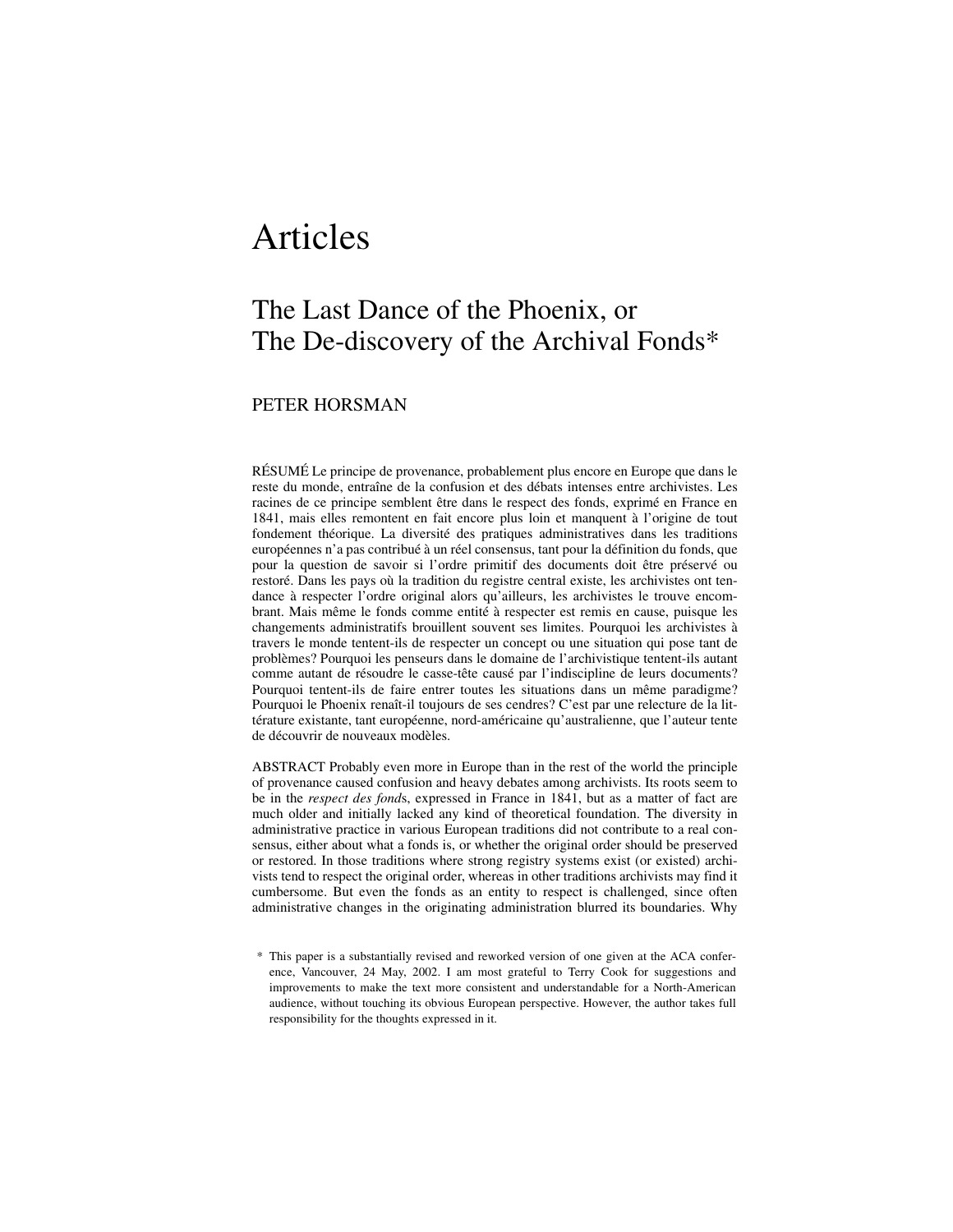# Articles

## The Last Dance of the Phoenix, or The De-discovery of the Archival Fonds*

PETER HORSMAN

RÉSUMÉ Le principe de provenance, probablement plus encore en Europe que dans le reste du monde, entraîne de la confusion et des débats intenses entre archivistes. Les racines de ce principe semblent être dans le respect des fonds, exprimé en France en 1841, mais elles remontent en fait encore plus loin et manquent à l'origine de tout fondement théorique. La diversité des pratiques administratives dans les traditions européennes n'a pas contribué à un réel consensus, tant pour la définition du fonds, que pour la question de savoir si l'ordre primitif des documents doit être préservé ou restoré. Dans les pays où la tradition du registre central existe, les archivistes ont tendance à respecter l'ordre original alors qu'ailleurs, les archivistes le trouve encombrant. Mais même le fonds comme entité à respecter est remis en cause, puisque les changements administratifs brouillent souvent ses limites. Pourquoi les archivistes à travers le monde tentent-ils de respecter un concept ou une situation qui pose tant de problèmes? Pourquoi les penseurs dans le domaine de l'archivistique tentent-ils autant comme autant de résoudre le casse-tête causé par l'indiscipline de leurs documents? Pourquoi tentent-ils de faire entrer toutes les situations dans un même paradigme? Pourquoi le Phoenix renaît-il toujours de ses cendres? C'est par une relecture de la littérature existante, tant européenne, nord-américaine qu'australienne, que l'auteur tente de découvrir de nouveaux modèles.

ABSTRACT Probably even more in Europe than in the rest of the world the principle of provenance caused confusion and heavy debates among archivists. Its roots seem to be in the *respect des fonds*, expressed in France in 1841, but as a matter of fact are much older and initially lacked any kind of theoretical foundation. The diversity in administrative practice in various European traditions did not contribute to a real consensus, either about what a fonds is, or whether the original order should be preserved or restored. In those traditions where strong registry systems exist (or existed) archivists tend to respect the original order, whereas in other traditions archivists may find it cumbersome. But even the fonds as an entity to respect is challenged, since often administrative changes in the originating administration blurred its boundaries. Why

\* This paper is a substantially revised and reworked version of one given at the ACA conference, Vancouver, 24 May, 2002. I am most grateful to Terry Cook for suggestions and improvements to make the text more consistent and understandable for a North-American audience, without touching its obvious European perspective. However, the author takes full responsibility for the thoughts expressed in it.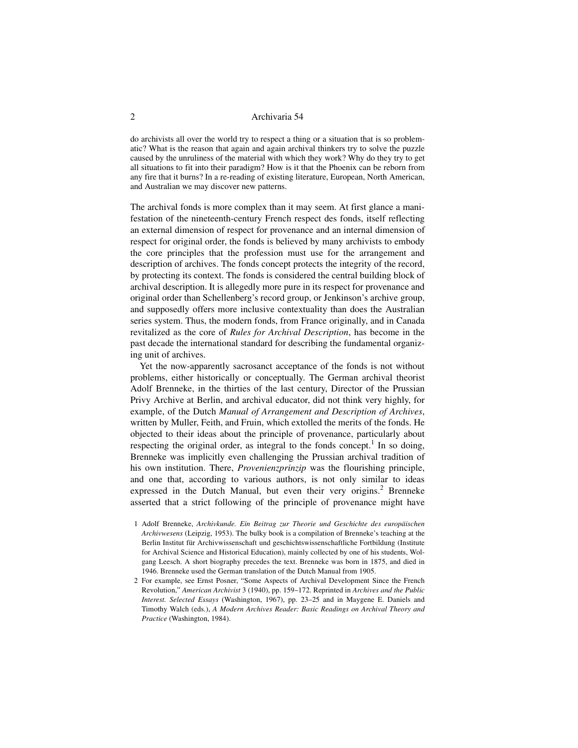do archivists all over the world try to respect a thing or a situation that is so problematic? What is the reason that again and again archival thinkers try to solve the puzzle caused by the unruliness of the material with which they work? Why do they try to get all situations to fit into their paradigm? How is it that the Phoenix can be reborn from any fire that it burns? In a re-reading of existing literature, European, North American, and Australian we may discover new patterns.

The archival fonds is more complex than it may seem. At first glance a manifestation of the nineteenth-century French respect des fonds, itself reflecting an external dimension of respect for provenance and an internal dimension of respect for original order, the fonds is believed by many archivists to embody the core principles that the profession must use for the arrangement and description of archives. The fonds concept protects the integrity of the record, by protecting its context. The fonds is considered the central building block of archival description. It is allegedly more pure in its respect for provenance and original order than Schellenberg's record group, or Jenkinson's archive group, and supposedly offers more inclusive contextuality than does the Australian series system. Thus, the modern fonds, from France originally, and in Canada revitalized as the core of *Rules for Archival Description*, has become in the past decade the international standard for describing the fundamental organizing unit of archives.

Yet the now-apparently sacrosanct acceptance of the fonds is not without problems, either historically or conceptually. The German archival theorist Adolf Brenneke, in the thirties of the last century, Director of the Prussian Privy Archive at Berlin, and archival educator, did not think very highly, for example, of the Dutch *Manual of Arrangement and Description of Archives*, written by Muller, Feith, and Fruin, which extolled the merits of the fonds. He objected to their ideas about the principle of provenance, particularly about respecting the original order, as integral to the fonds concept.[1] In so doing, Brenneke was implicitly even challenging the Prussian archival tradition of his own institution. There, *Provenienzprinzip* was the flourishing principle, and one that, according to various authors, is not only similar to ideas expressed in the Dutch Manual, but even their very origins.[2] Brenneke asserted that a strict following of the principle of provenance might have

1 Adolf Brenneke, *Archivkunde. Ein Beitrag zur Theorie und Geschichte des europäischen Archivwesens* (Leipzig, 1953). The bulky book is a compilation of Brenneke's teaching at the Berlin Institut für Archivwissenschaft und geschichtswissenschaftliche Fortbildung (Institute for Archival Science and Historical Education), mainly collected by one of his students, Wolgang Leesch. A short biography precedes the text. Brenneke was born in 1875, and died in 1946. Brenneke used the German translation of the Dutch Manual from 1905.

2 For example, see Ernst Posner, "Some Aspects of Archival Development Since the French Revolution," *American Archivist* 3 (1940), pp. 159–172. Reprinted in *Archives and the Public Interest. Selected Essays* (Washington, 1967), pp. 23–25 and in Maygene E. Daniels and Timothy Walch (eds.), *A Modern Archives Reader: Basic Readings on Archival Theory and Practice* (Washington, 1984).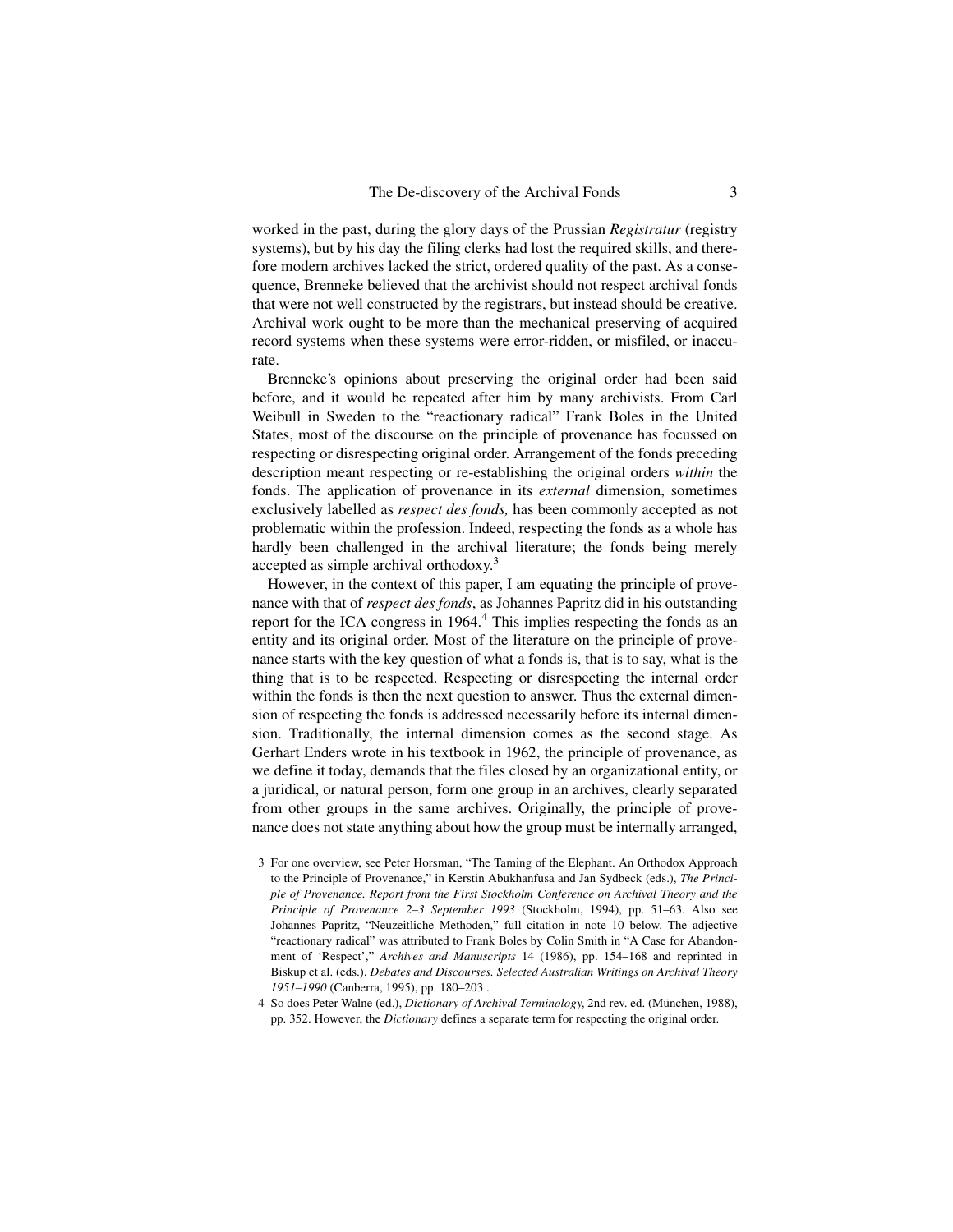worked in the past, during the glory days of the Prussian *Registratur* (registry systems), but by his day the filing clerks had lost the required skills, and therefore modern archives lacked the strict, ordered quality of the past. As a consequence, Brenneke believed that the archivist should not respect archival fonds that were not well constructed by the registrars, but instead should be creative. Archival work ought to be more than the mechanical preserving of acquired record systems when these systems were error-ridden, or misfiled, or inaccurate.

Brenneke's opinions about preserving the original order had been said before, and it would be repeated after him by many archivists. From Carl Weibull in Sweden to the "reactionary radical" Frank Boles in the United States, most of the discourse on the principle of provenance has focussed on respecting or disrespecting original order. Arrangement of the fonds preceding description meant respecting or re-establishing the original orders *within* the fonds. The application of provenance in its *external* dimension, sometimes exclusively labelled as *respect des fonds,* has been commonly accepted as not problematic within the profession. Indeed, respecting the fonds as a whole has hardly been challenged in the archival literature; the fonds being merely accepted as simple archival orthodoxy.[3]

However, in the context of this paper, I am equating the principle of provenance with that of *respect des fonds*, as Johannes Papritz did in his outstanding report for the ICA congress in 1964.[4] This implies respecting the fonds as an entity and its original order. Most of the literature on the principle of provenance starts with the key question of what a fonds is, that is to say, what is the thing that is to be respected. Respecting or disrespecting the internal order within the fonds is then the next question to answer. Thus the external dimension of respecting the fonds is addressed necessarily before its internal dimension. Traditionally, the internal dimension comes as the second stage. As Gerhart Enders wrote in his textbook in 1962, the principle of provenance, as we define it today, demands that the files closed by an organizational entity, or a juridical, or natural person, form one group in an archives, clearly separated from other groups in the same archives. Originally, the principle of provenance does not state anything about how the group must be internally arranged,

3 For one overview, see Peter Horsman, "The Taming of the Elephant. An Orthodox Approach to the Principle of Provenance," in Kerstin Abukhanfusa and Jan Sydbeck (eds.), *The Principle of Provenance. Report from the First Stockholm Conference on Archival Theory and the Principle of Provenance 2–3 September 1993* (Stockholm, 1994), pp. 51–63. Also see Johannes Papritz, "Neuzeitliche Methoden," full citation in note 10 below. The adjective "reactionary radical" was attributed to Frank Boles by Colin Smith in "A Case for Abandonment of 'Respect'," *Archives and Manuscripts* 14 (1986), pp. 154–168 and reprinted in Biskup et al. (eds.), *Debates and Discourses. Selected Australian Writings on Archival Theory 1951–1990* (Canberra, 1995), pp. 180–203 .

4 So does Peter Walne (ed.), *Dictionary of Archival Terminology*, 2nd rev. ed. (München, 1988), pp. 352. However, the *Dictionary* defines a separate term for respecting the original order.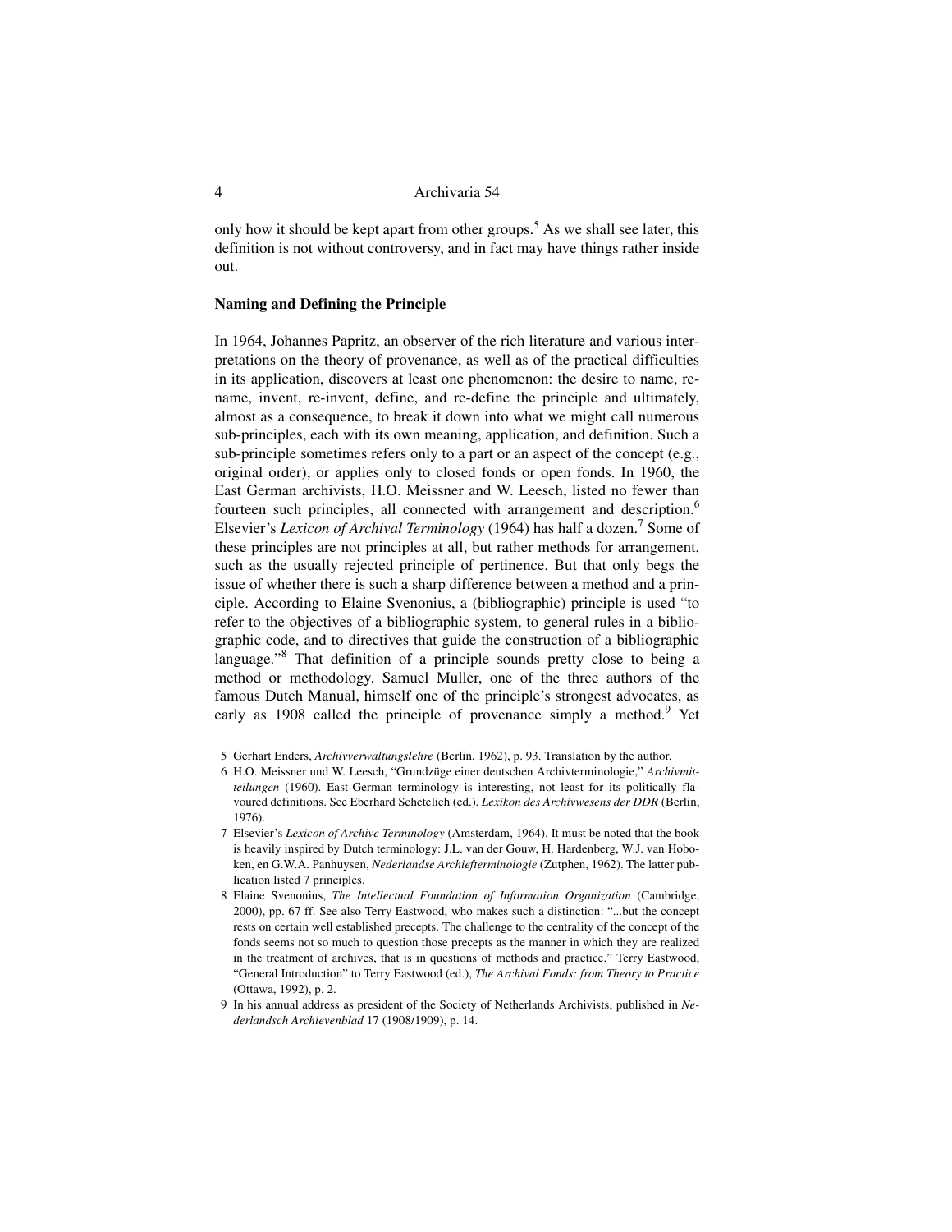only how it should be kept apart from other groups.[5] As we shall see later, this definition is not without controversy, and in fact may have things rather inside out.

### Naming and Defining the Principle

In 1964, Johannes Papritz, an observer of the rich literature and various interpretations on the theory of provenance, as well as of the practical difficulties in its application, discovers at least one phenomenon: the desire to name, rename, invent, re-invent, define, and re-define the principle and ultimately, almost as a consequence, to break it down into what we might call numerous sub-principles, each with its own meaning, application, and definition. Such a sub-principle sometimes refers only to a part or an aspect of the concept (e.g., original order), or applies only to closed fonds or open fonds. In 1960, the East German archivists, H.O. Meissner and W. Leesch, listed no fewer than fourteen such principles, all connected with arrangement and description.[6] Elsevier's *Lexicon of Archival Terminology* (1964) has half a dozen.[7] Some of these principles are not principles at all, but rather methods for arrangement, such as the usually rejected principle of pertinence. But that only begs the issue of whether there is such a sharp difference between a method and a principle. According to Elaine Svenonius, a (bibliographic) principle is used "to refer to the objectives of a bibliographic system, to general rules in a bibliographic code, and to directives that guide the construction of a bibliographic language."[8] That definition of a principle sounds pretty close to being a method or methodology. Samuel Muller, one of the three authors of the famous Dutch Manual, himself one of the principle's strongest advocates, as early as 1908 called the principle of provenance simply a method.[9] Yet

5 Gerhart Enders, *Archivverwaltungslehre* (Berlin, 1962), p. 93. Translation by the author.

6 H.O. Meissner und W. Leesch, "Grundzüge einer deutschen Archivterminologie," *Archivmitteilungen* (1960). East-German terminology is interesting, not least for its politically flavoured definitions. See Eberhard Schetelich (ed.), *Lexikon des Archivwesens der DDR* (Berlin, 1976).

7 Elsevier's *Lexicon of Archive Terminology* (Amsterdam, 1964). It must be noted that the book is heavily inspired by Dutch terminology: J.L. van der Gouw, H. Hardenberg, W.J. van Hoboken, en G.W.A. Panhuysen, *Nederlandse Archiefterminologie* (Zutphen, 1962). The latter publication listed 7 principles.

8 Elaine Svenonius, *The Intellectual Foundation of Information Organization* (Cambridge, 2000), pp. 67 ff. See also Terry Eastwood, who makes such a distinction: "...but the concept rests on certain well established precepts. The challenge to the centrality of the concept of the fonds seems not so much to question those precepts as the manner in which they are realized in the treatment of archives, that is in questions of methods and practice." Terry Eastwood, "General Introduction" to Terry Eastwood (ed.), *The Archival Fonds: from Theory to Practice* (Ottawa, 1992), p. 2.

9 In his annual address as president of the Society of Netherlands Archivists, published in *Nederlandsch Archievenblad* 17 (1908/1909), p. 14.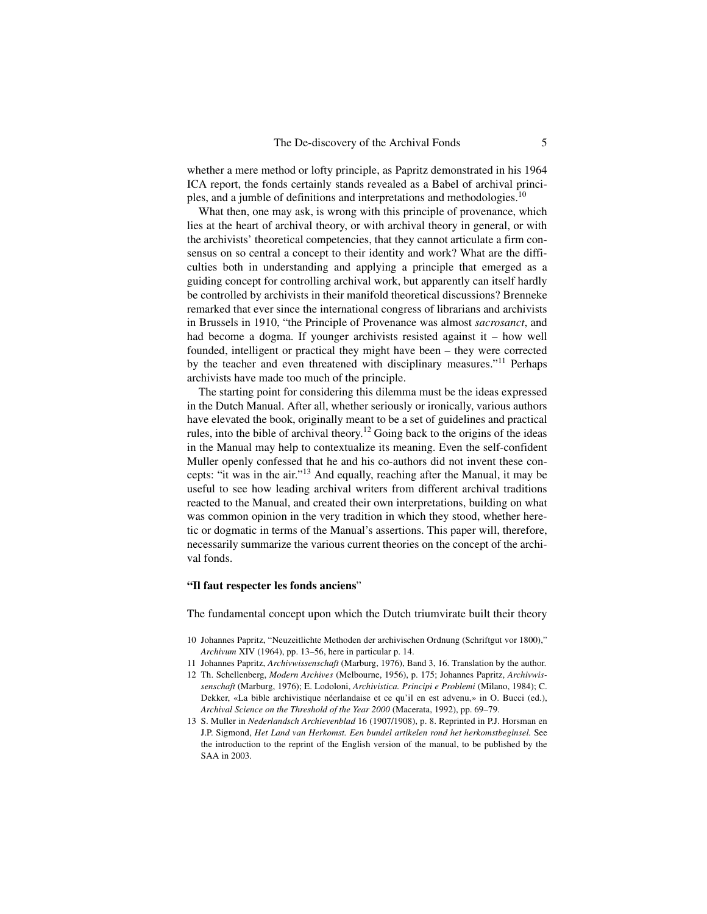whether a mere method or lofty principle, as Papritz demonstrated in his 1964 ICA report, the fonds certainly stands revealed as a Babel of archival principles, and a jumble of definitions and interpretations and methodologies.[10]

What then, one may ask, is wrong with this principle of provenance, which lies at the heart of archival theory, or with archival theory in general, or with the archivists' theoretical competencies, that they cannot articulate a firm consensus on so central a concept to their identity and work? What are the difficulties both in understanding and applying a principle that emerged as a guiding concept for controlling archival work, but apparently can itself hardly be controlled by archivists in their manifold theoretical discussions? Brenneke remarked that ever since the international congress of librarians and archivists in Brussels in 1910, "the Principle of Provenance was almost *sacrosanct*, and had become a dogma. If younger archivists resisted against it – how well founded, intelligent or practical they might have been – they were corrected by the teacher and even threatened with disciplinary measures."[11] Perhaps archivists have made too much of the principle.

The starting point for considering this dilemma must be the ideas expressed in the Dutch Manual. After all, whether seriously or ironically, various authors have elevated the book, originally meant to be a set of guidelines and practical rules, into the bible of archival theory.[12] Going back to the origins of the ideas in the Manual may help to contextualize its meaning. Even the self-confident Muller openly confessed that he and his co-authors did not invent these concepts: "it was in the air."[13] And equally, reaching after the Manual, it may be useful to see how leading archival writers from different archival traditions reacted to the Manual, and created their own interpretations, building on what was common opinion in the very tradition in which they stood, whether heretic or dogmatic in terms of the Manual's assertions. This paper will, therefore, necessarily summarize the various current theories on the concept of the archival fonds.

### "Il faut respecter les fonds anciens"

The fundamental concept upon which the Dutch triumvirate built their theory

10 Johannes Papritz, "Neuzeitlichte Methoden der archivischen Ordnung (Schriftgut vor 1800)," *Archivum* XIV (1964), pp. 13–56, here in particular p. 14.

11 Johannes Papritz, *Archivwissenschaft* (Marburg, 1976), Band 3, 16. Translation by the author.

12 Th. Schellenberg, *Modern Archives* (Melbourne, 1956), p. 175; Johannes Papritz, *Archivwissenschaft* (Marburg, 1976); E. Lodoloni, *Archivistica. Principi e Problemi* (Milano, 1984); C. Dekker, «La bible archivistique néerlandaise et ce qu'il en est advenu,» in O. Bucci (ed.), *Archival Science on the Threshold of the Year 2000* (Macerata, 1992), pp. 69–79.

13 S. Muller in *Nederlandsch Archievenblad* 16 (1907/1908), p. 8. Reprinted in P.J. Horsman en J.P. Sigmond, *Het Land van Herkomst. Een bundel artikelen rond het herkomstbeginsel.* See the introduction to the reprint of the English version of the manual, to be published by the SAA in 2003.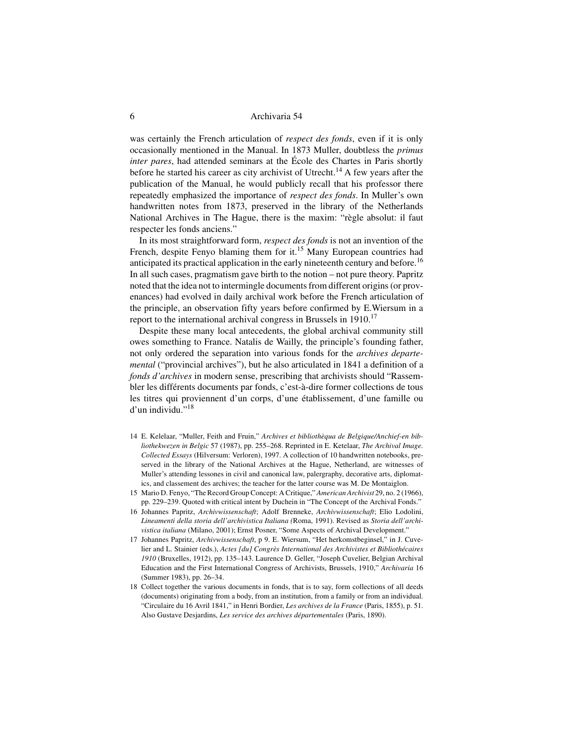was certainly the French articulation of *respect des fonds*, even if it is only occasionally mentioned in the Manual. In 1873 Muller, doubtless the *primus inter pares*, had attended seminars at the École des Chartes in Paris shortly before he started his career as city archivist of Utrecht.[14] A few years after the publication of the Manual, he would publicly recall that his professor there repeatedly emphasized the importance of *respect des fonds*. In Muller's own handwritten notes from 1873, preserved in the library of the Netherlands National Archives in The Hague, there is the maxim: "règle absolut: il faut respecter les fonds anciens."

In its most straightforward form, *respect des fonds* is not an invention of the French, despite Fenyo blaming them for it.[15] Many European countries had anticipated its practical application in the early nineteenth century and before.[16] In all such cases, pragmatism gave birth to the notion – not pure theory. Papritz noted that the idea not to intermingle documents from different origins (or provenances) had evolved in daily archival work before the French articulation of the principle, an observation fifty years before confirmed by E.Wiersum in a report to the international archival congress in Brussels in 1910.[17]

Despite these many local antecedents, the global archival community still owes something to France. Natalis de Wailly, the principle's founding father, not only ordered the separation into various fonds for the *archives departemental* ("provincial archives"), but he also articulated in 1841 a definition of a *fonds d'archives* in modern sense, prescribing that archivists should "Rassembler les différents documents par fonds, c'est-à-dire former collections de tous les titres qui proviennent d'un corps, d'une établissement, d'une famille ou d'un individu."[18]

14 E. Kelelaar, "Muller, Feith and Fruin," *Archives et bibliothèqua de Belgique/Anchief-en bibliothekwezen in Belgic* 57 (1987), pp. 255–268. Reprinted in E. Ketelaar, *The Archival Image. Collected Essays* (Hilversum: Verloren), 1997. A collection of 10 handwritten notebooks, preserved in the library of the National Archives at the Hague, Netherland, are witnesses of Muller's attending lessones in civil and canonical law, palergraphy, decorative arts, diplomatics, and classement des archives; the teacher for the latter course was M. De Montaiglon.

15 Mario D. Fenyo, "The Record Group Concept: A Critique," *American Archivist* 29, no. 2 (1966), pp. 229–239. Quoted with critical intent by Duchein in "The Concept of the Archival Fonds."

16 Johannes Papritz, *Archivwissenschaft*; Adolf Brenneke, *Archivwissenschaft*; Elio Lodolini, *Lineamenti della storia dell'archivistica Italiana (*Roma, 1991). Revised as *Storia dell'archivistica italiana* (Milano, 2001); Ernst Posner, "Some Aspects of Archival Development."

17 Johannes Papritz, *Archivwissenschaft*, p 9. E. Wiersum, "Het herkomstbeginsel," in J. Cuvelier and L. Stainier (eds.), *Actes [du] Congrès International des Archivistes et Bibliothécaires 1910* (Bruxelles, 1912), pp. 135–143. Laurence D. Geller, "Joseph Cuvelier, Belgian Archival Education and the First International Congress of Archivists, Brussels, 1910," *Archivaria* 16 (Summer 1983), pp. 26–34.

18 Collect together the various documents in fonds, that is to say, form collections of all deeds (documents) originating from a body, from an institution, from a family or from an individual. "Circulaire du 16 Avril 1841," in Henri Bordier, *Les archives de la France* (Paris, 1855), p. 51. Also Gustave Desjardins, *Les service des archives départementales* (Paris, 1890).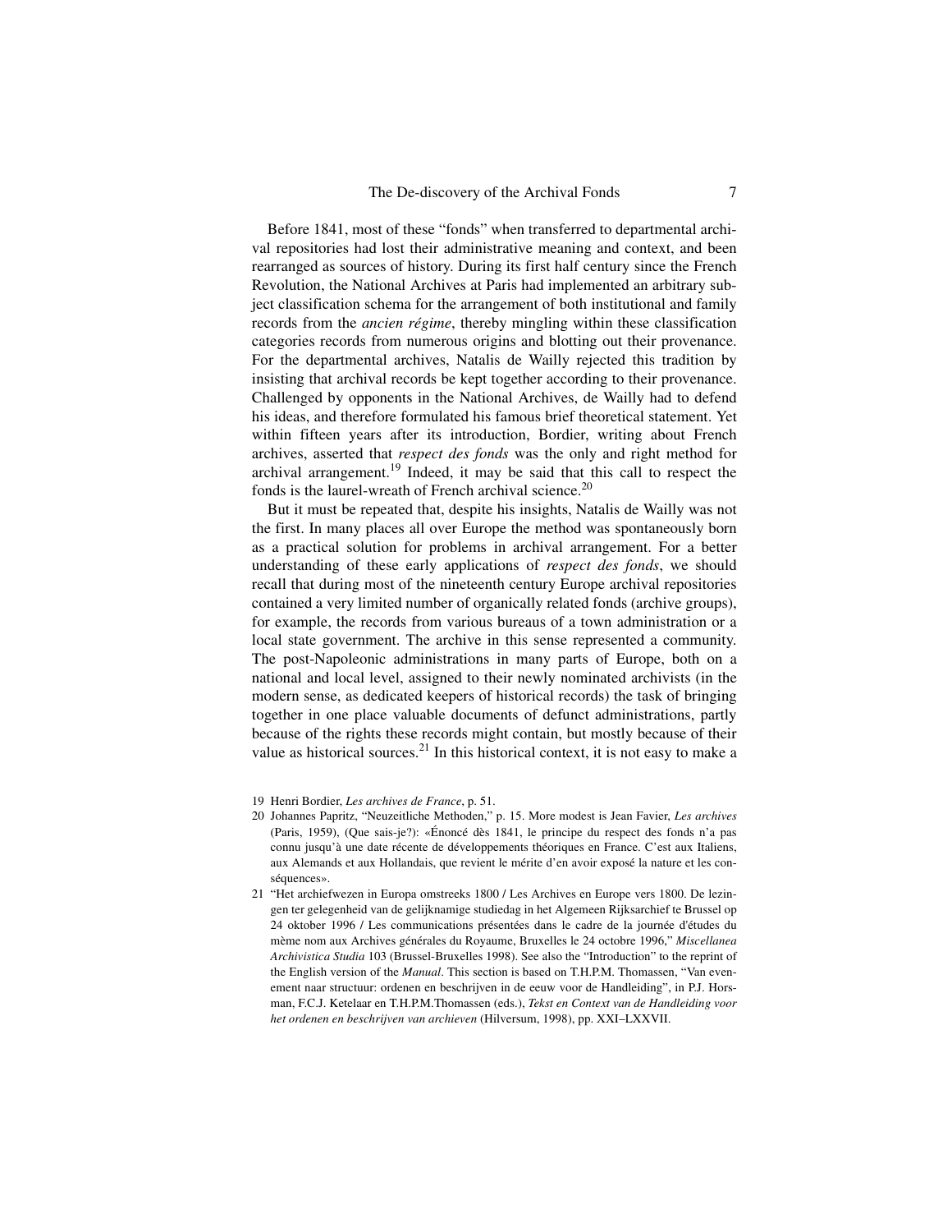Before 1841, most of these "fonds" when transferred to departmental archival repositories had lost their administrative meaning and context, and been rearranged as sources of history. During its first half century since the French Revolution, the National Archives at Paris had implemented an arbitrary subject classification schema for the arrangement of both institutional and family records from the *ancien régime*, thereby mingling within these classification categories records from numerous origins and blotting out their provenance. For the departmental archives, Natalis de Wailly rejected this tradition by insisting that archival records be kept together according to their provenance. Challenged by opponents in the National Archives, de Wailly had to defend his ideas, and therefore formulated his famous brief theoretical statement. Yet within fifteen years after its introduction, Bordier, writing about French archives, asserted that *respect des fonds* was the only and right method for archival arrangement.[19] Indeed, it may be said that this call to respect the fonds is the laurel-wreath of French archival science.[20]

But it must be repeated that, despite his insights, Natalis de Wailly was not the first. In many places all over Europe the method was spontaneously born as a practical solution for problems in archival arrangement. For a better understanding of these early applications of *respect des fonds*, we should recall that during most of the nineteenth century Europe archival repositories contained a very limited number of organically related fonds (archive groups), for example, the records from various bureaus of a town administration or a local state government. The archive in this sense represented a community. The post-Napoleonic administrations in many parts of Europe, both on a national and local level, assigned to their newly nominated archivists (in the modern sense, as dedicated keepers of historical records) the task of bringing together in one place valuable documents of defunct administrations, partly because of the rights these records might contain, but mostly because of their value as historical sources.[21] In this historical context, it is not easy to make a

19 Henri Bordier, *Les archives de France*, p. 51.

20 Johannes Papritz, "Neuzeitliche Methoden," p. 15. More modest is Jean Favier, *Les archives* (Paris, 1959), (Que sais-je?): «Énoncé dès 1841, le principe du respect des fonds n'a pas connu jusqu'à une date récente de développements théoriques en France. C'est aux Italiens, aux Alemands et aux Hollandais, que revient le mérite d'en avoir exposé la nature et les conséquences».

21 "Het archiefwezen in Europa omstreeks 1800 / Les Archives en Europe vers 1800. De lezingen ter gelegenheid van de gelijknamige studiedag in het Algemeen Rijksarchief te Brussel op 24 oktober 1996 / Les communications présentées dans le cadre de la journée d'études du mème nom aux Archives générales du Royaume, Bruxelles le 24 octobre 1996," *Miscellanea Archivistica Studia* 103 (Brussel-Bruxelles 1998). See also the "Introduction" to the reprint of the English version of the *Manual*. This section is based on T.H.P.M. Thomassen, "Van evenement naar structuur: ordenen en beschrijven in de eeuw voor de Handleiding", in P.J. Horsman, F.C.J. Ketelaar en T.H.P.M.Thomassen (eds.), *Tekst en Context van de Handleiding voor het ordenen en beschrijven van archieven* (Hilversum, 1998), pp. XXI–LXXVII.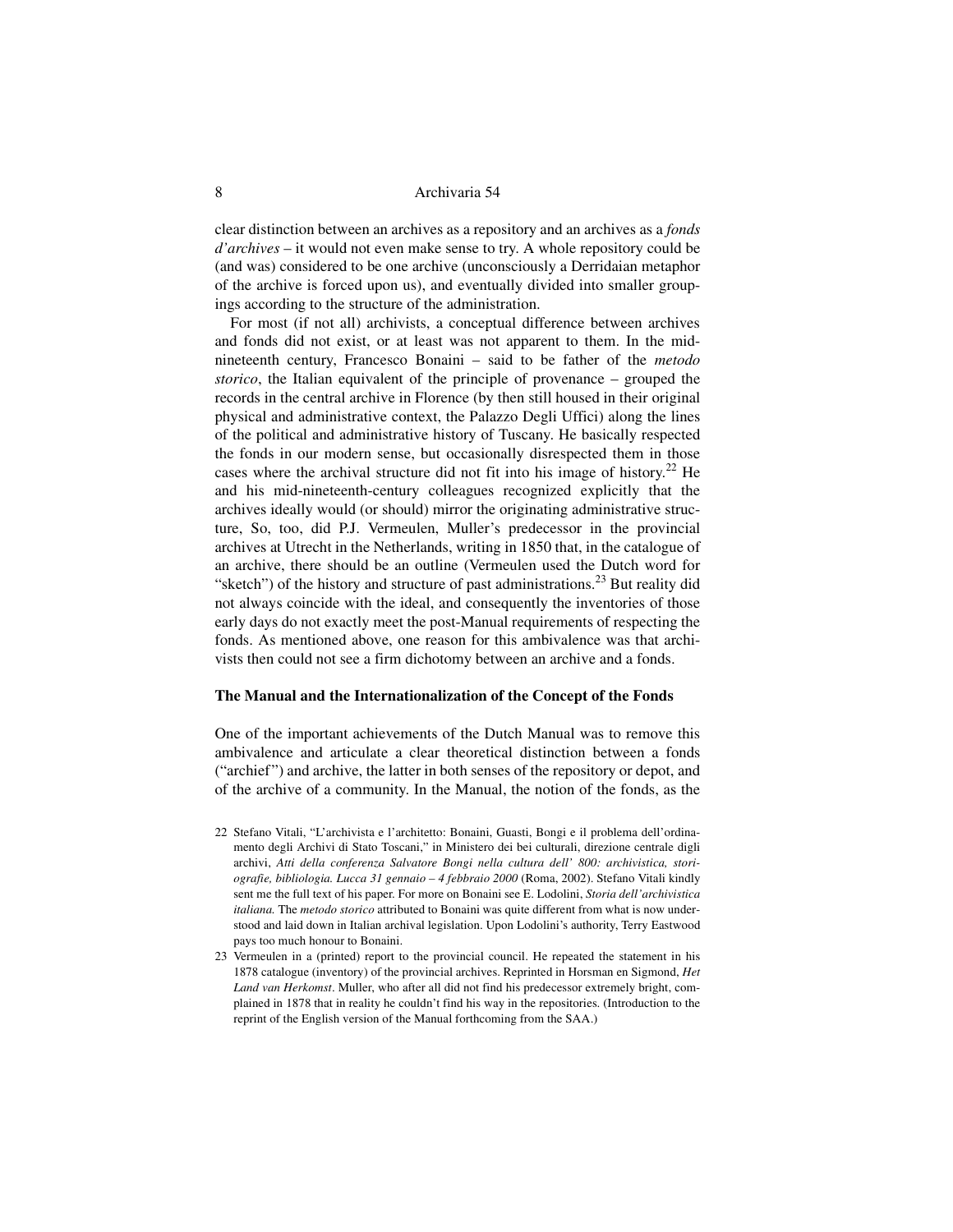clear distinction between an archives as a repository and an archives as a *fonds d'archives* – it would not even make sense to try. A whole repository could be (and was) considered to be one archive (unconsciously a Derridaian metaphor of the archive is forced upon us), and eventually divided into smaller groupings according to the structure of the administration.

For most (if not all) archivists, a conceptual difference between archives and fonds did not exist, or at least was not apparent to them. In the mid-nineteenth century, Francesco Bonaini – said to be father of the *metodo storico*, the Italian equivalent of the principle of provenance – grouped the records in the central archive in Florence (by then still housed in their original physical and administrative context, the Palazzo Degli Uffici) along the lines of the political and administrative history of Tuscany. He basically respected the fonds in our modern sense, but occasionally disrespected them in those cases where the archival structure did not fit into his image of history.[22] He and his mid-nineteenth-century colleagues recognized explicitly that the archives ideally would (or should) mirror the originating administrative structure, So, too, did P.J. Vermeulen, Muller's predecessor in the provincial archives at Utrecht in the Netherlands, writing in 1850 that, in the catalogue of an archive, there should be an outline (Vermeulen used the Dutch word for "sketch") of the history and structure of past administrations.[23] But reality did not always coincide with the ideal, and consequently the inventories of those early days do not exactly meet the post-Manual requirements of respecting the fonds. As mentioned above, one reason for this ambivalence was that archivists then could not see a firm dichotomy between an archive and a fonds.

## The Manual and the Internationalization of the Concept of the Fonds

One of the important achievements of the Dutch Manual was to remove this ambivalence and articulate a clear theoretical distinction between a fonds ("archief") and archive, the latter in both senses of the repository or depot, and of the archive of a community. In the Manual, the notion of the fonds, as the

22 Stefano Vitali, "L'archivista e l'architetto: Bonaini, Guasti, Bongi e il problema dell'ordinamento degli Archivi di Stato Toscani," in Ministero dei bei culturali, direzione centrale digli archivi, *Atti della conferenza Salvatore Bongi nella cultura dell' 800: archivistica, storiografie, bibliologia. Lucca 31 gennaio – 4 febbraio 2000* (Roma, 2002). Stefano Vitali kindly sent me the full text of his paper. For more on Bonaini see E. Lodolini, *Storia dell'archivistica italiana.* The *metodo storico* attributed to Bonaini was quite different from what is now understood and laid down in Italian archival legislation. Upon Lodolini's authority, Terry Eastwood pays too much honour to Bonaini.

23 Vermeulen in a (printed) report to the provincial council. He repeated the statement in his 1878 catalogue (inventory) of the provincial archives. Reprinted in Horsman en Sigmond, *Het Land van Herkomst*. Muller, who after all did not find his predecessor extremely bright, complained in 1878 that in reality he couldn't find his way in the repositories. (Introduction to the reprint of the English version of the Manual forthcoming from the SAA.)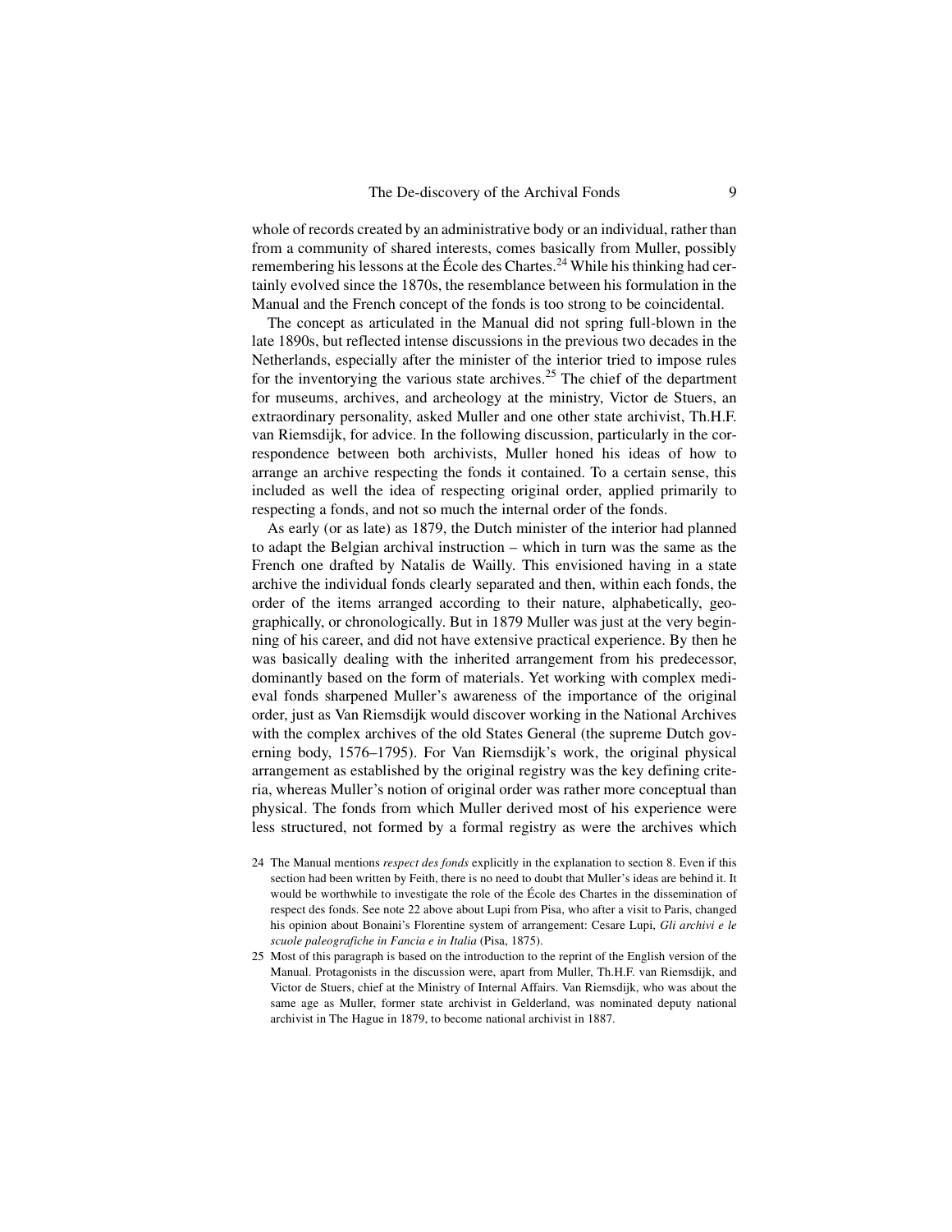whole of records created by an administrative body or an individual, rather than from a community of shared interests, comes basically from Muller, possibly remembering his lessons at the École des Chartes.[24] While his thinking had certainly evolved since the 1870s, the resemblance between his formulation in the Manual and the French concept of the fonds is too strong to be coincidental.

The concept as articulated in the Manual did not spring full-blown in the late 1890s, but reflected intense discussions in the previous two decades in the Netherlands, especially after the minister of the interior tried to impose rules for the inventorying the various state archives.[25] The chief of the department for museums, archives, and archeology at the ministry, Victor de Stuers, an extraordinary personality, asked Muller and one other state archivist, Th.H.F. van Riemsdijk, for advice. In the following discussion, particularly in the correspondence between both archivists, Muller honed his ideas of how to arrange an archive respecting the fonds it contained. To a certain sense, this included as well the idea of respecting original order, applied primarily to respecting a fonds, and not so much the internal order of the fonds.

As early (or as late) as 1879, the Dutch minister of the interior had planned to adapt the Belgian archival instruction – which in turn was the same as the French one drafted by Natalis de Wailly. This envisioned having in a state archive the individual fonds clearly separated and then, within each fonds, the order of the items arranged according to their nature, alphabetically, geographically, or chronologically. But in 1879 Muller was just at the very beginning of his career, and did not have extensive practical experience. By then he was basically dealing with the inherited arrangement from his predecessor, dominantly based on the form of materials. Yet working with complex medieval fonds sharpened Muller's awareness of the importance of the original order, just as Van Riemsdijk would discover working in the National Archives with the complex archives of the old States General (the supreme Dutch governing body, 1576–1795). For Van Riemsdijk's work, the original physical arrangement as established by the original registry was the key defining criteria, whereas Muller's notion of original order was rather more conceptual than physical. The fonds from which Muller derived most of his experience were less structured, not formed by a formal registry as were the archives which

24 The Manual mentions *respect des fonds* explicitly in the explanation to section 8. Even if this section had been written by Feith, there is no need to doubt that Muller's ideas are behind it. It would be worthwhile to investigate the role of the École des Chartes in the dissemination of respect des fonds. See note 22 above about Lupi from Pisa, who after a visit to Paris, changed his opinion about Bonaini's Florentine system of arrangement: Cesare Lupi, *Gli archivi e le scuole paleografiche in Fancia e in Italia* (Pisa, 1875).

25 Most of this paragraph is based on the introduction to the reprint of the English version of the Manual. Protagonists in the discussion were, apart from Muller, Th.H.F. van Riemsdijk, and Victor de Stuers, chief at the Ministry of Internal Affairs. Van Riemsdijk, who was about the same age as Muller, former state archivist in Gelderland, was nominated deputy national archivist in The Hague in 1879, to become national archivist in 1887.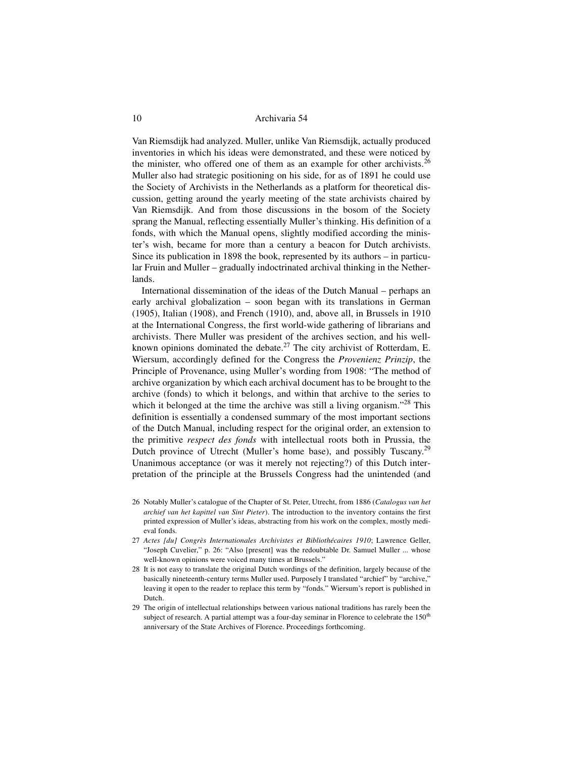Van Riemsdijk had analyzed. Muller, unlike Van Riemsdijk, actually produced inventories in which his ideas were demonstrated, and these were noticed by the minister, who offered one of them as an example for other archivists.[26] Muller also had strategic positioning on his side, for as of 1891 he could use the Society of Archivists in the Netherlands as a platform for theoretical discussion, getting around the yearly meeting of the state archivists chaired by Van Riemsdijk. And from those discussions in the bosom of the Society sprang the Manual, reflecting essentially Muller's thinking. His definition of a fonds, with which the Manual opens, slightly modified according the minister's wish, became for more than a century a beacon for Dutch archivists. Since its publication in 1898 the book, represented by its authors – in particular Fruin and Muller – gradually indoctrinated archival thinking in the Netherlands.

International dissemination of the ideas of the Dutch Manual – perhaps an early archival globalization – soon began with its translations in German (1905), Italian (1908), and French (1910), and, above all, in Brussels in 1910 at the International Congress, the first world-wide gathering of librarians and archivists. There Muller was president of the archives section, and his well-known opinions dominated the debate.[27] The city archivist of Rotterdam, E. Wiersum, accordingly defined for the Congress the *Provenienz Prinzip*, the Principle of Provenance, using Muller's wording from 1908: "The method of archive organization by which each archival document has to be brought to the archive (fonds) to which it belongs, and within that archive to the series to which it belonged at the time the archive was still a living organism."[28] This definition is essentially a condensed summary of the most important sections of the Dutch Manual, including respect for the original order, an extension to the primitive *respect des fonds* with intellectual roots both in Prussia, the Dutch province of Utrecht (Muller's home base), and possibly Tuscany.[29] Unanimous acceptance (or was it merely not rejecting?) of this Dutch interpretation of the principle at the Brussels Congress had the unintended (and

26 Notably Muller's catalogue of the Chapter of St. Peter, Utrecht, from 1886 (*Catalogus van het archief van het kapittel van Sint Pieter*). The introduction to the inventory contains the first printed expression of Muller's ideas, abstracting from his work on the complex, mostly medieval fonds.

27 *Actes [du] Congrès Internationales Archivistes et Bibliothécaires 1910*; Lawrence Geller, "Joseph Cuvelier," p. 26: "Also [present] was the redoubtable Dr. Samuel Muller ... whose well-known opinions were voiced many times at Brussels."

28 It is not easy to translate the original Dutch wordings of the definition, largely because of the basically nineteenth-century terms Muller used. Purposely I translated "archief" by "archive," leaving it open to the reader to replace this term by "fonds." Wiersum's report is published in Dutch.

29 The origin of intellectual relationships between various national traditions has rarely been the subject of research. A partial attempt was a four-day seminar in Florence to celebrate the 150th anniversary of the State Archives of Florence. Proceedings forthcoming.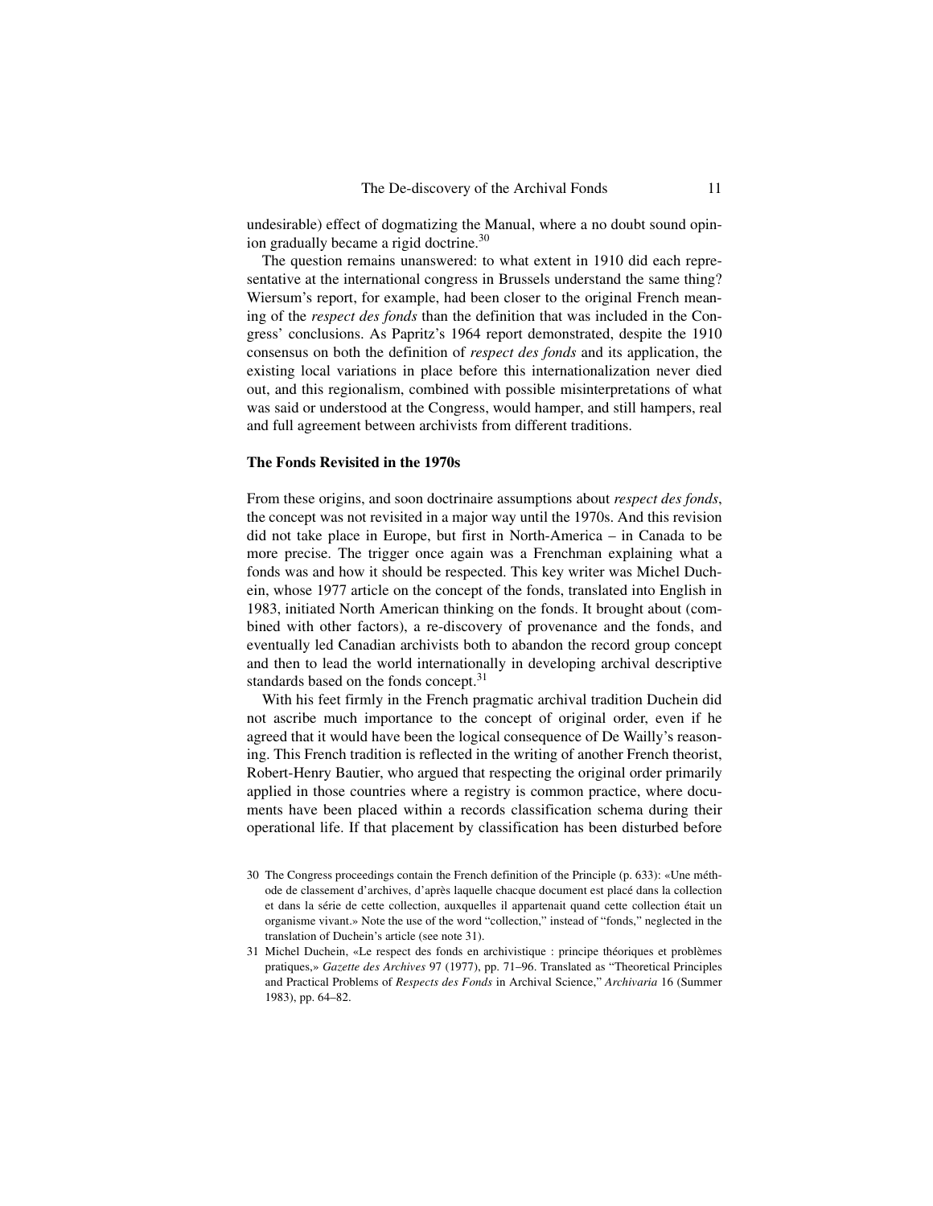undesirable) effect of dogmatizing the Manual, where a no doubt sound opinion gradually became a rigid doctrine.[30]

The question remains unanswered: to what extent in 1910 did each representative at the international congress in Brussels understand the same thing? Wiersum's report, for example, had been closer to the original French meaning of the *respect des fonds* than the definition that was included in the Congress' conclusions. As Papritz's 1964 report demonstrated, despite the 1910 consensus on both the definition of *respect des fonds* and its application, the existing local variations in place before this internationalization never died out, and this regionalism, combined with possible misinterpretations of what was said or understood at the Congress, would hamper, and still hampers, real and full agreement between archivists from different traditions.

### The Fonds Revisited in the 1970s

From these origins, and soon doctrinaire assumptions about *respect des fonds*, the concept was not revisited in a major way until the 1970s. And this revision did not take place in Europe, but first in North-America – in Canada to be more precise. The trigger once again was a Frenchman explaining what a fonds was and how it should be respected. This key writer was Michel Duchein, whose 1977 article on the concept of the fonds, translated into English in 1983, initiated North American thinking on the fonds. It brought about (combined with other factors), a re-discovery of provenance and the fonds, and eventually led Canadian archivists both to abandon the record group concept and then to lead the world internationally in developing archival descriptive standards based on the fonds concept.[31]

With his feet firmly in the French pragmatic archival tradition Duchein did not ascribe much importance to the concept of original order, even if he agreed that it would have been the logical consequence of De Wailly's reasoning. This French tradition is reflected in the writing of another French theorist, Robert-Henry Bautier, who argued that respecting the original order primarily applied in those countries where a registry is common practice, where documents have been placed within a records classification schema during their operational life. If that placement by classification has been disturbed before

30 The Congress proceedings contain the French definition of the Principle (p. 633): «Une méthode de classement d'archives, d'après laquelle chacque document est placé dans la collection et dans la série de cette collection, auxquelles il appartenait quand cette collection était un organisme vivant.» Note the use of the word "collection," instead of "fonds," neglected in the translation of Duchein's article (see note 31).

31 Michel Duchein, «Le respect des fonds en archivistique : principe théoriques et problèmes pratiques,» *Gazette des Archives* 97 (1977), pp. 71–96. Translated as "Theoretical Principles and Practical Problems of *Respects des Fonds* in Archival Science," *Archivaria* 16 (Summer 1983), pp. 64–82.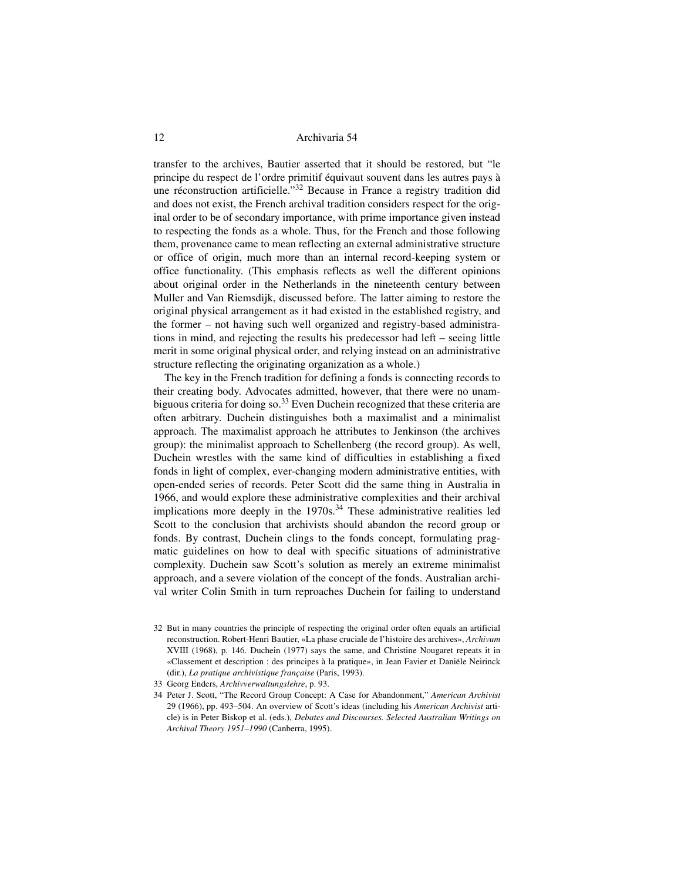transfer to the archives, Bautier asserted that it should be restored, but "le principe du respect de l'ordre primitif équivaut souvent dans les autres pays à une réconstruction artificielle."[32] Because in France a registry tradition did and does not exist, the French archival tradition considers respect for the original order to be of secondary importance, with prime importance given instead to respecting the fonds as a whole. Thus, for the French and those following them, provenance came to mean reflecting an external administrative structure or office of origin, much more than an internal record-keeping system or office functionality. (This emphasis reflects as well the different opinions about original order in the Netherlands in the nineteenth century between Muller and Van Riemsdijk, discussed before. The latter aiming to restore the original physical arrangement as it had existed in the established registry, and the former – not having such well organized and registry-based administrations in mind, and rejecting the results his predecessor had left – seeing little merit in some original physical order, and relying instead on an administrative structure reflecting the originating organization as a whole.)

The key in the French tradition for defining a fonds is connecting records to their creating body. Advocates admitted, however, that there were no unambiguous criteria for doing so.[33] Even Duchein recognized that these criteria are often arbitrary. Duchein distinguishes both a maximalist and a minimalist approach. The maximalist approach he attributes to Jenkinson (the archives group): the minimalist approach to Schellenberg (the record group). As well, Duchein wrestles with the same kind of difficulties in establishing a fixed fonds in light of complex, ever-changing modern administrative entities, with open-ended series of records. Peter Scott did the same thing in Australia in 1966, and would explore these administrative complexities and their archival implications more deeply in the 1970s.[34] These administrative realities led Scott to the conclusion that archivists should abandon the record group or fonds. By contrast, Duchein clings to the fonds concept, formulating pragmatic guidelines on how to deal with specific situations of administrative complexity. Duchein saw Scott's solution as merely an extreme minimalist approach, and a severe violation of the concept of the fonds. Australian archival writer Colin Smith in turn reproaches Duchein for failing to understand

32 But in many countries the principle of respecting the original order often equals an artificial reconstruction. Robert-Henri Bautier, «La phase cruciale de l'histoire des archives», *Archivum* XVIII (1968), p. 146. Duchein (1977) says the same, and Christine Nougaret repeats it in «Classement et description : des principes à la pratique», in Jean Favier et Daniële Neirinck (dir.), *La pratique archivistique française* (Paris, 1993).

33 Georg Enders, *Archivverwaltungslehre*, p. 93.

34 Peter J. Scott, "The Record Group Concept: A Case for Abandonment," *American Archivist* 29 (1966), pp. 493–504. An overview of Scott's ideas (including his *American Archivist* article) is in Peter Biskop et al. (eds.), *Debates and Discourses. Selected Australian Writings on Archival Theory 1951–1990* (Canberra, 1995).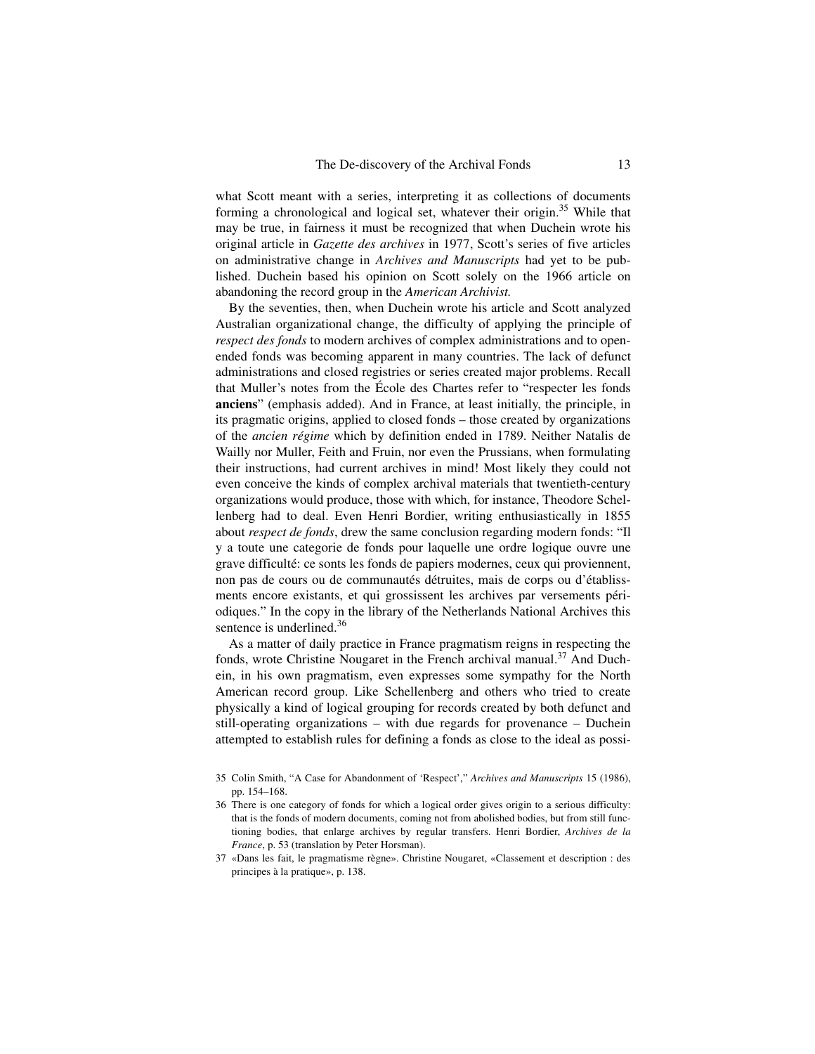what Scott meant with a series, interpreting it as collections of documents forming a chronological and logical set, whatever their origin.[35] While that may be true, in fairness it must be recognized that when Duchein wrote his original article in *Gazette des archives* in 1977, Scott's series of five articles on administrative change in *Archives and Manuscripts* had yet to be published. Duchein based his opinion on Scott solely on the 1966 article on abandoning the record group in the *American Archivist.*

By the seventies, then, when Duchein wrote his article and Scott analyzed Australian organizational change, the difficulty of applying the principle of *respect des fonds* to modern archives of complex administrations and to open-ended fonds was becoming apparent in many countries. The lack of defunct administrations and closed registries or series created major problems. Recall that Muller's notes from the École des Chartes refer to "respecter les fonds **anciens**" (emphasis added). And in France, at least initially, the principle, in its pragmatic origins, applied to closed fonds – those created by organizations of the *ancien régime* which by definition ended in 1789. Neither Natalis de Wailly nor Muller, Feith and Fruin, nor even the Prussians, when formulating their instructions, had current archives in mind! Most likely they could not even conceive the kinds of complex archival materials that twentieth-century organizations would produce, those with which, for instance, Theodore Schellenberg had to deal. Even Henri Bordier, writing enthusiastically in 1855 about *respect de fonds*, drew the same conclusion regarding modern fonds: "Il y a toute une categorie de fonds pour laquelle une ordre logique ouvre une grave difficulté: ce sonts les fonds de papiers modernes, ceux qui proviennent, non pas de cours ou de communautés détruites, mais de corps ou d'établissments encore existants, et qui grossissent les archives par versements périodiques." In the copy in the library of the Netherlands National Archives this sentence is underlined.[36]

As a matter of daily practice in France pragmatism reigns in respecting the fonds, wrote Christine Nougaret in the French archival manual.[37] And Duchein, in his own pragmatism, even expresses some sympathy for the North American record group. Like Schellenberg and others who tried to create physically a kind of logical grouping for records created by both defunct and still-operating organizations – with due regards for provenance – Duchein attempted to establish rules for defining a fonds as close to the ideal as possi-

35 Colin Smith, "A Case for Abandonment of 'Respect'," *Archives and Manuscripts* 15 (1986), pp. 154–168.

36 There is one category of fonds for which a logical order gives origin to a serious difficulty: that is the fonds of modern documents, coming not from abolished bodies, but from still functioning bodies, that enlarge archives by regular transfers. Henri Bordier, *Archives de la France*, p. 53 (translation by Peter Horsman).

37 «Dans les fait, le pragmatisme règne». Christine Nougaret, «Classement et description : des principes à la pratique», p. 138.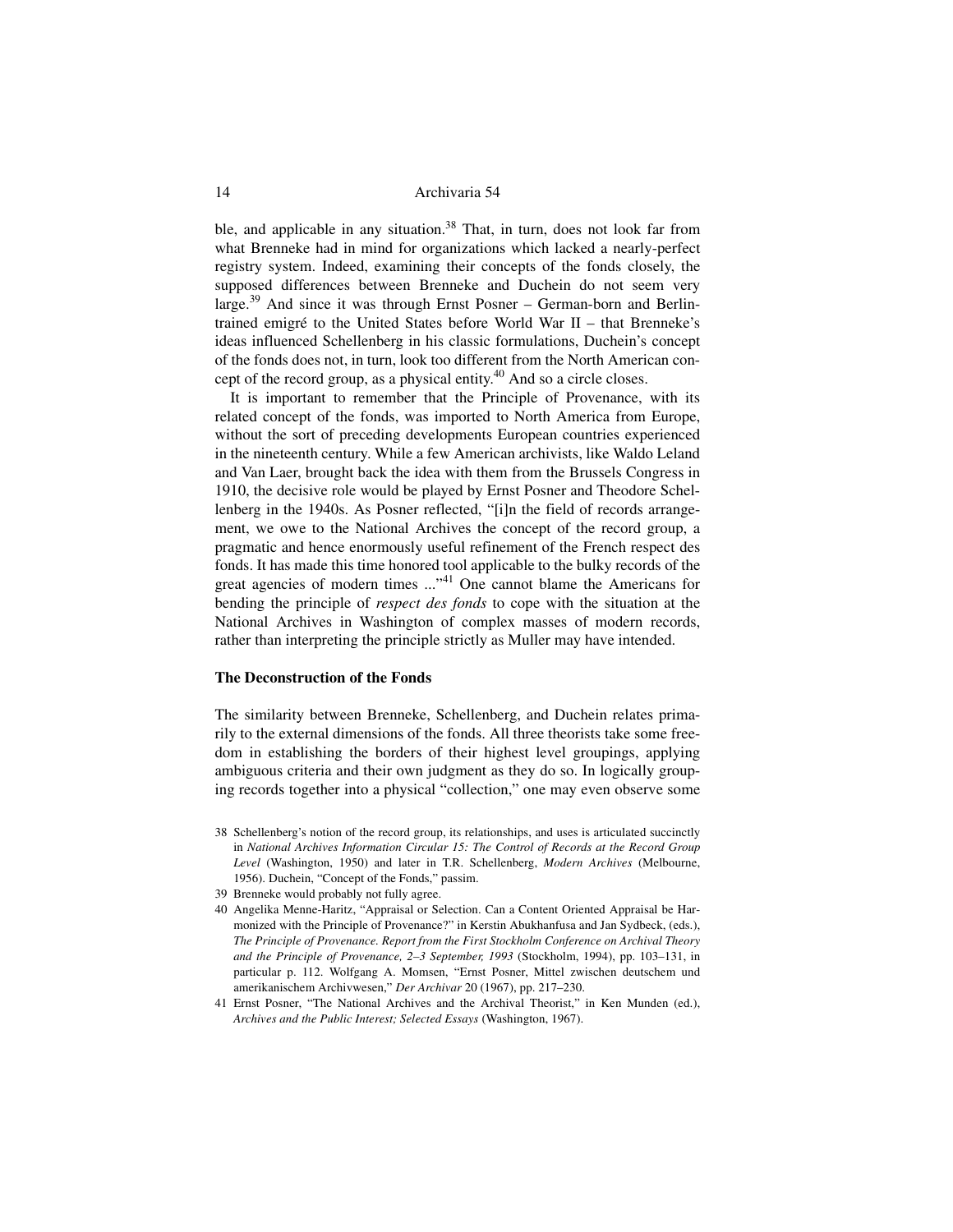ble, and applicable in any situation.[38] That, in turn, does not look far from what Brenneke had in mind for organizations which lacked a nearly-perfect registry system. Indeed, examining their concepts of the fonds closely, the supposed differences between Brenneke and Duchein do not seem very large.[39] And since it was through Ernst Posner – German-born and Berlin-trained emigré to the United States before World War II – that Brenneke's ideas influenced Schellenberg in his classic formulations, Duchein's concept of the fonds does not, in turn, look too different from the North American concept of the record group, as a physical entity.[40] And so a circle closes.

It is important to remember that the Principle of Provenance, with its related concept of the fonds, was imported to North America from Europe, without the sort of preceding developments European countries experienced in the nineteenth century. While a few American archivists, like Waldo Leland and Van Laer, brought back the idea with them from the Brussels Congress in 1910, the decisive role would be played by Ernst Posner and Theodore Schellenberg in the 1940s. As Posner reflected, "[i]n the field of records arrangement, we owe to the National Archives the concept of the record group, a pragmatic and hence enormously useful refinement of the French respect des fonds. It has made this time honored tool applicable to the bulky records of the great agencies of modern times ..."[41] One cannot blame the Americans for bending the principle of *respect des fonds* to cope with the situation at the National Archives in Washington of complex masses of modern records, rather than interpreting the principle strictly as Muller may have intended.

### The Deconstruction of the Fonds

The similarity between Brenneke, Schellenberg, and Duchein relates primarily to the external dimensions of the fonds. All three theorists take some freedom in establishing the borders of their highest level groupings, applying ambiguous criteria and their own judgment as they do so. In logically grouping records together into a physical "collection," one may even observe some

38 Schellenberg's notion of the record group, its relationships, and uses is articulated succinctly in *National Archives Information Circular 15: The Control of Records at the Record Group Level* (Washington, 1950) and later in T.R. Schellenberg, *Modern Archives* (Melbourne, 1956). Duchein, "Concept of the Fonds," passim.

39 Brenneke would probably not fully agree.

40 Angelika Menne-Haritz, "Appraisal or Selection. Can a Content Oriented Appraisal be Harmonized with the Principle of Provenance?" in Kerstin Abukhanfusa and Jan Sydbeck, (eds.), *The Principle of Provenance. Report from the First Stockholm Conference on Archival Theory and the Principle of Provenance, 2–3 September, 1993* (Stockholm, 1994), pp. 103–131, in particular p. 112. Wolfgang A. Momsen, "Ernst Posner, Mittel zwischen deutschem und amerikanischem Archivwesen," *Der Archivar* 20 (1967), pp. 217–230.

41 Ernst Posner, "The National Archives and the Archival Theorist," in Ken Munden (ed.), *Archives and the Public Interest; Selected Essays* (Washington, 1967).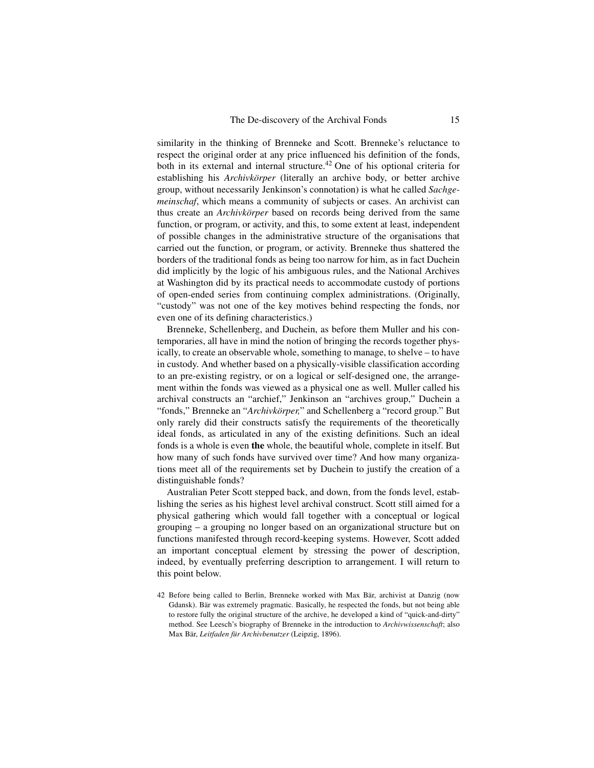similarity in the thinking of Brenneke and Scott. Brenneke's reluctance to respect the original order at any price influenced his definition of the fonds, both in its external and internal structure.[42] One of his optional criteria for establishing his *Archivkörper* (literally an archive body, or better archive group, without necessarily Jenkinson's connotation) is what he called *Sachgemeinschaf*, which means a community of subjects or cases. An archivist can thus create an *Archivkörper* based on records being derived from the same function, or program, or activity, and this, to some extent at least, independent of possible changes in the administrative structure of the organisations that carried out the function, or program, or activity. Brenneke thus shattered the borders of the traditional fonds as being too narrow for him, as in fact Duchein did implicitly by the logic of his ambiguous rules, and the National Archives at Washington did by its practical needs to accommodate custody of portions of open-ended series from continuing complex administrations. (Originally, "custody" was not one of the key motives behind respecting the fonds, nor even one of its defining characteristics.)

Brenneke, Schellenberg, and Duchein, as before them Muller and his contemporaries, all have in mind the notion of bringing the records together physically, to create an observable whole, something to manage, to shelve – to have in custody. And whether based on a physically-visible classification according to an pre-existing registry, or on a logical or self-designed one, the arrangement within the fonds was viewed as a physical one as well. Muller called his archival constructs an "archief," Jenkinson an "archives group," Duchein a "fonds," Brenneke an "*Archivkörper,*" and Schellenberg a "record group." But only rarely did their constructs satisfy the requirements of the theoretically ideal fonds, as articulated in any of the existing definitions. Such an ideal fonds is a whole is even **the** whole, the beautiful whole, complete in itself. But how many of such fonds have survived over time? And how many organizations meet all of the requirements set by Duchein to justify the creation of a distinguishable fonds?

Australian Peter Scott stepped back, and down, from the fonds level, establishing the series as his highest level archival construct. Scott still aimed for a physical gathering which would fall together with a conceptual or logical grouping – a grouping no longer based on an organizational structure but on functions manifested through record-keeping systems. However, Scott added an important conceptual element by stressing the power of description, indeed, by eventually preferring description to arrangement. I will return to this point below.

42 Before being called to Berlin, Brenneke worked with Max Bär, archivist at Danzig (now Gdansk). Bär was extremely pragmatic. Basically, he respected the fonds, but not being able to restore fully the original structure of the archive, he developed a kind of "quick-and-dirty" method. See Leesch's biography of Brenneke in the introduction to *Archivwissenschaft*; also Max Bär, *Leitfaden für Archivbenutzer* (Leipzig, 1896).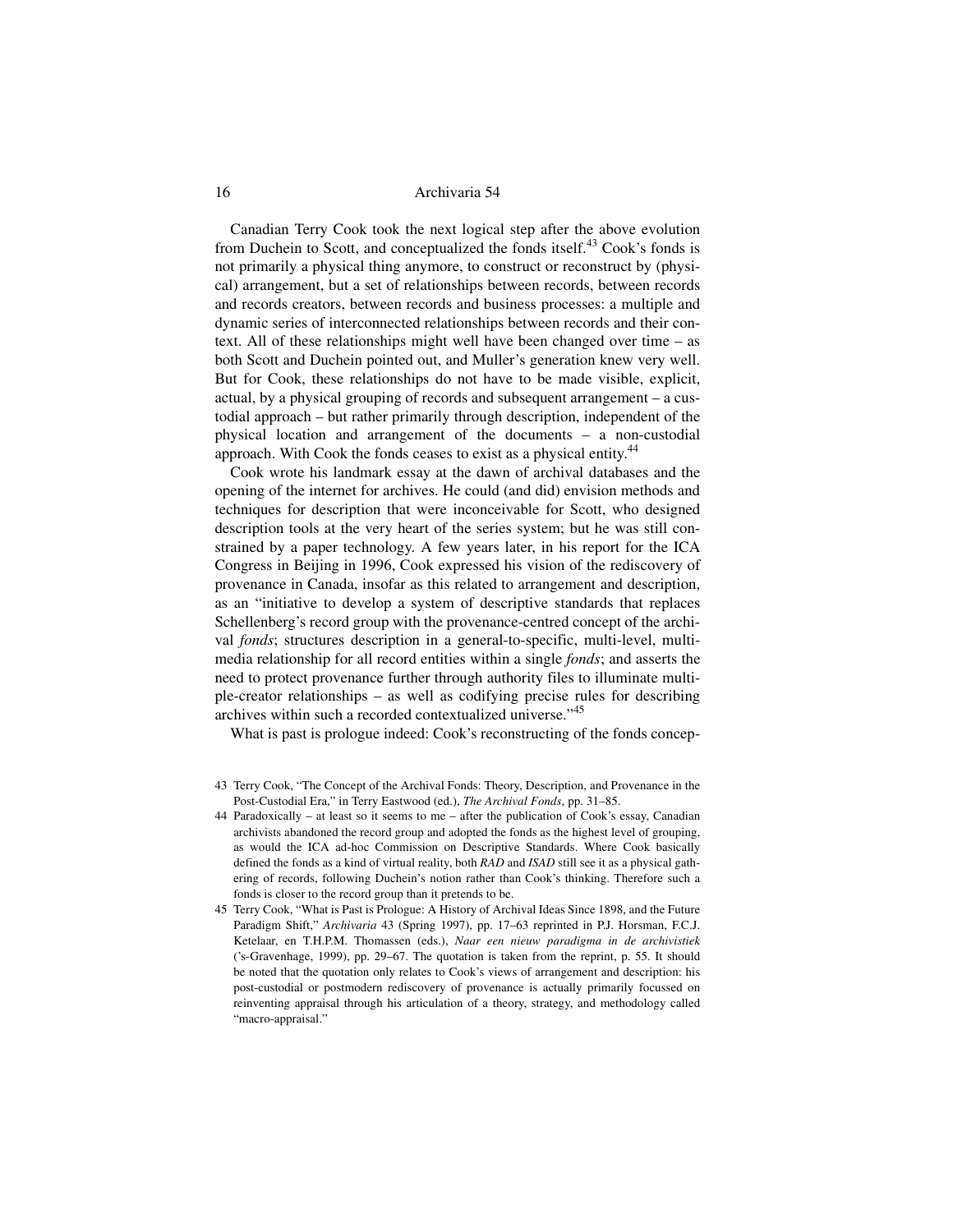Canadian Terry Cook took the next logical step after the above evolution from Duchein to Scott, and conceptualized the fonds itself.[43] Cook's fonds is not primarily a physical thing anymore, to construct or reconstruct by (physical) arrangement, but a set of relationships between records, between records and records creators, between records and business processes: a multiple and dynamic series of interconnected relationships between records and their context. All of these relationships might well have been changed over time – as both Scott and Duchein pointed out, and Muller's generation knew very well. But for Cook, these relationships do not have to be made visible, explicit, actual, by a physical grouping of records and subsequent arrangement – a custodial approach – but rather primarily through description, independent of the physical location and arrangement of the documents – a non-custodial approach. With Cook the fonds ceases to exist as a physical entity.[44]

Cook wrote his landmark essay at the dawn of archival databases and the opening of the internet for archives. He could (and did) envision methods and techniques for description that were inconceivable for Scott, who designed description tools at the very heart of the series system; but he was still constrained by a paper technology. A few years later, in his report for the ICA Congress in Beijing in 1996, Cook expressed his vision of the rediscovery of provenance in Canada, insofar as this related to arrangement and description, as an "initiative to develop a system of descriptive standards that replaces Schellenberg's record group with the provenance-centred concept of the archival *fonds*; structures description in a general-to-specific, multi-level, multimedia relationship for all record entities within a single *fonds*; and asserts the need to protect provenance further through authority files to illuminate multiple-creator relationships – as well as codifying precise rules for describing archives within such a recorded contextualized universe."[45]

What is past is prologue indeed: Cook's reconstructing of the fonds concep-

43 Terry Cook, "The Concept of the Archival Fonds: Theory, Description, and Provenance in the Post-Custodial Era," in Terry Eastwood (ed.), *The Archival Fonds*, pp. 31–85.

44 Paradoxically – at least so it seems to me – after the publication of Cook's essay, Canadian archivists abandoned the record group and adopted the fonds as the highest level of grouping, as would the ICA ad-hoc Commission on Descriptive Standards. Where Cook basically defined the fonds as a kind of virtual reality, both *RAD* and *ISAD* still see it as a physical gathering of records, following Duchein's notion rather than Cook's thinking. Therefore such a fonds is closer to the record group than it pretends to be.

45 Terry Cook, "What is Past is Prologue: A History of Archival Ideas Since 1898, and the Future Paradigm Shift," *Archivaria* 43 (Spring 1997), pp. 17–63 reprinted in P.J. Horsman, F.C.J. Ketelaar, en T.H.P.M. Thomassen (eds.), *Naar een nieuw paradigma in de archivistiek* ('s-Gravenhage, 1999), pp. 29–67. The quotation is taken from the reprint, p. 55. It should be noted that the quotation only relates to Cook's views of arrangement and description: his post-custodial or postmodern rediscovery of provenance is actually primarily focussed on reinventing appraisal through his articulation of a theory, strategy, and methodology called "macro-appraisal."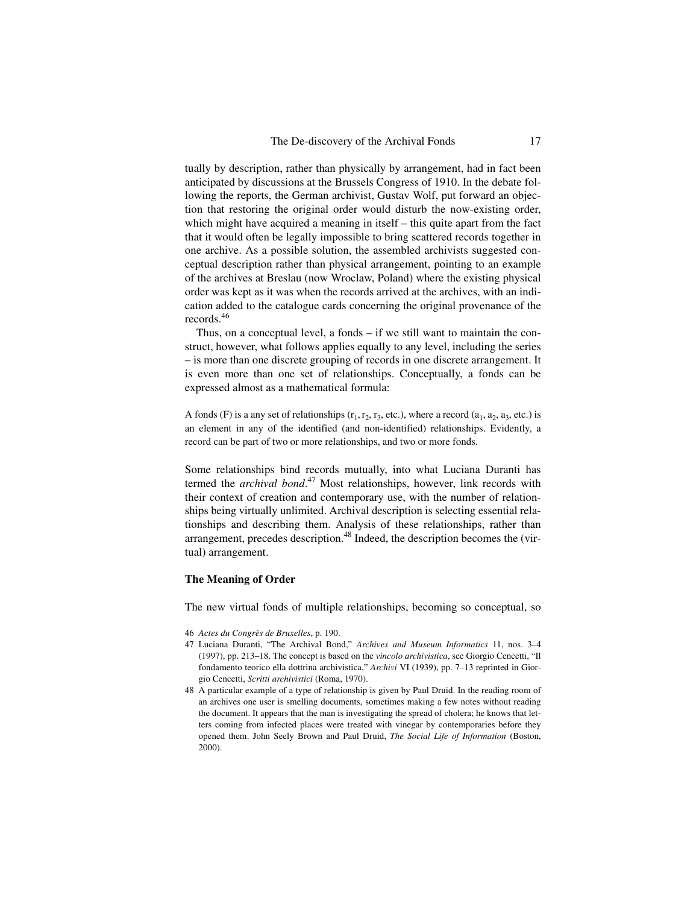tually by description, rather than physically by arrangement, had in fact been anticipated by discussions at the Brussels Congress of 1910. In the debate following the reports, the German archivist, Gustav Wolf, put forward an objection that restoring the original order would disturb the now-existing order, which might have acquired a meaning in itself – this quite apart from the fact that it would often be legally impossible to bring scattered records together in one archive. As a possible solution, the assembled archivists suggested conceptual description rather than physical arrangement, pointing to an example of the archives at Breslau (now Wroclaw, Poland) where the existing physical order was kept as it was when the records arrived at the archives, with an indication added to the catalogue cards concerning the original provenance of the records.[46]

Thus, on a conceptual level, a fonds – if we still want to maintain the construct, however, what follows applies equally to any level, including the series – is more than one discrete grouping of records in one discrete arrangement. It is even more than one set of relationships. Conceptually, a fonds can be expressed almost as a mathematical formula:

> A fonds (F) is a any set of relationships ($r_1$, $r_2$, $r_3$, etc.), where a record ($a_1$, $a_2$, $a_3$, etc.) is an element in any of the identified (and non-identified) relationships. Evidently, a record can be part of two or more relationships, and two or more fonds.

Some relationships bind records mutually, into what Luciana Duranti has termed the *archival bond*.[47] Most relationships, however, link records with their context of creation and contemporary use, with the number of relationships being virtually unlimited. Archival description is selecting essential relationships and describing them. Analysis of these relationships, rather than arrangement, precedes description.[48] Indeed, the description becomes the (virtual) arrangement.

### The Meaning of Order

The new virtual fonds of multiple relationships, becoming so conceptual, so

---

46 *Actes du Congrès de Bruxelles*, p. 190.

47 Luciana Duranti, "The Archival Bond," *Archives and Museum Informatics* 11, nos. 3–4 (1997), pp. 213–18. The concept is based on the *vincolo archivistica*, see Giorgio Cencetti, "Il fondamento teorico ella dottrina archivistica," *Archivi* VI (1939), pp. 7–13 reprinted in Giorgio Cencetti, *Scritti archivistici* (Roma, 1970).

48 A particular example of a type of relationship is given by Paul Druid. In the reading room of an archives one user is smelling documents, sometimes making a few notes without reading the document. It appears that the man is investigating the spread of cholera; he knows that letters coming from infected places were treated with vinegar by contemporaries before they opened them. John Seely Brown and Paul Druid, *The Social Life of Information* (Boston, 2000).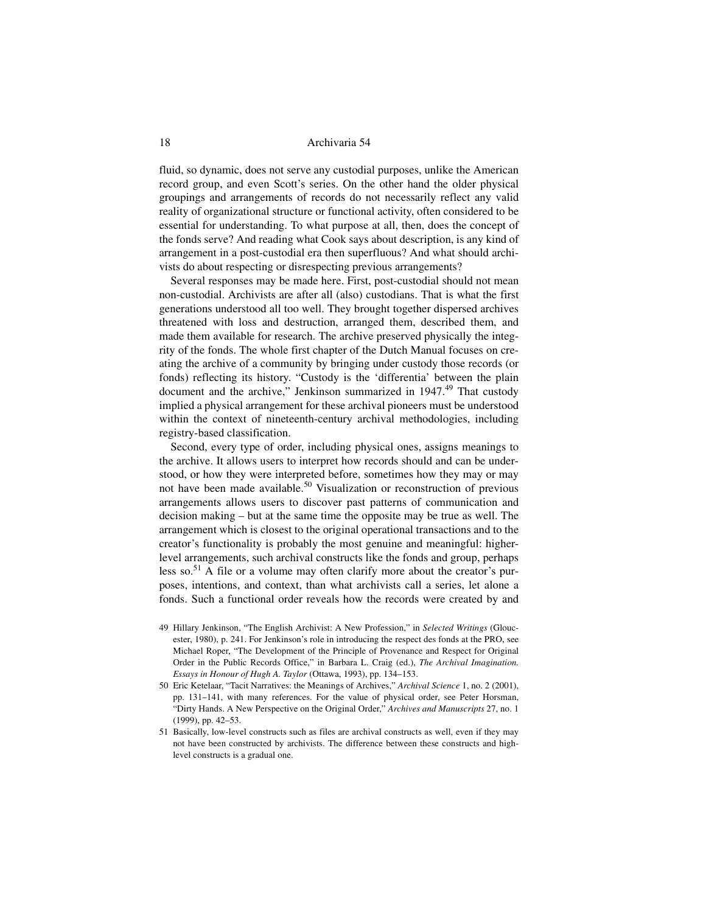fluid, so dynamic, does not serve any custodial purposes, unlike the American record group, and even Scott's series. On the other hand the older physical groupings and arrangements of records do not necessarily reflect any valid reality of organizational structure or functional activity, often considered to be essential for understanding. To what purpose at all, then, does the concept of the fonds serve? And reading what Cook says about description, is any kind of arrangement in a post-custodial era then superfluous? And what should archivists do about respecting or disrespecting previous arrangements?

Several responses may be made here. First, post-custodial should not mean non-custodial. Archivists are after all (also) custodians. That is what the first generations understood all too well. They brought together dispersed archives threatened with loss and destruction, arranged them, described them, and made them available for research. The archive preserved physically the integrity of the fonds. The whole first chapter of the Dutch Manual focuses on creating the archive of a community by bringing under custody those records (or fonds) reflecting its history. "Custody is the 'differentia' between the plain document and the archive," Jenkinson summarized in 1947.[49] That custody implied a physical arrangement for these archival pioneers must be understood within the context of nineteenth-century archival methodologies, including registry-based classification.

Second, every type of order, including physical ones, assigns meanings to the archive. It allows users to interpret how records should and can be understood, or how they were interpreted before, sometimes how they may or may not have been made available.[50] Visualization or reconstruction of previous arrangements allows users to discover past patterns of communication and decision making – but at the same time the opposite may be true as well. The arrangement which is closest to the original operational transactions and to the creator's functionality is probably the most genuine and meaningful: higher-level arrangements, such archival constructs like the fonds and group, perhaps less so.[51] A file or a volume may often clarify more about the creator's purposes, intentions, and context, than what archivists call a series, let alone a fonds. Such a functional order reveals how the records were created by and

49 Hillary Jenkinson, "The English Archivist: A New Profession," in *Selected Writings* (Gloucester, 1980), p. 241. For Jenkinson's role in introducing the respect des fonds at the PRO, see Michael Roper, "The Development of the Principle of Provenance and Respect for Original Order in the Public Records Office," in Barbara L. Craig (ed.), *The Archival Imagination. Essays in Honour of Hugh A. Taylor* (Ottawa, 1993), pp. 134–153.

50 Eric Ketelaar, "Tacit Narratives: the Meanings of Archives," *Archival Science* 1, no. 2 (2001), pp. 131–141, with many references. For the value of physical order, see Peter Horsman, "Dirty Hands. A New Perspective on the Original Order," *Archives and Manuscripts* 27, no. 1 (1999), pp. 42–53.

51 Basically, low-level constructs such as files are archival constructs as well, even if they may not have been constructed by archivists. The difference between these constructs and high-level constructs is a gradual one.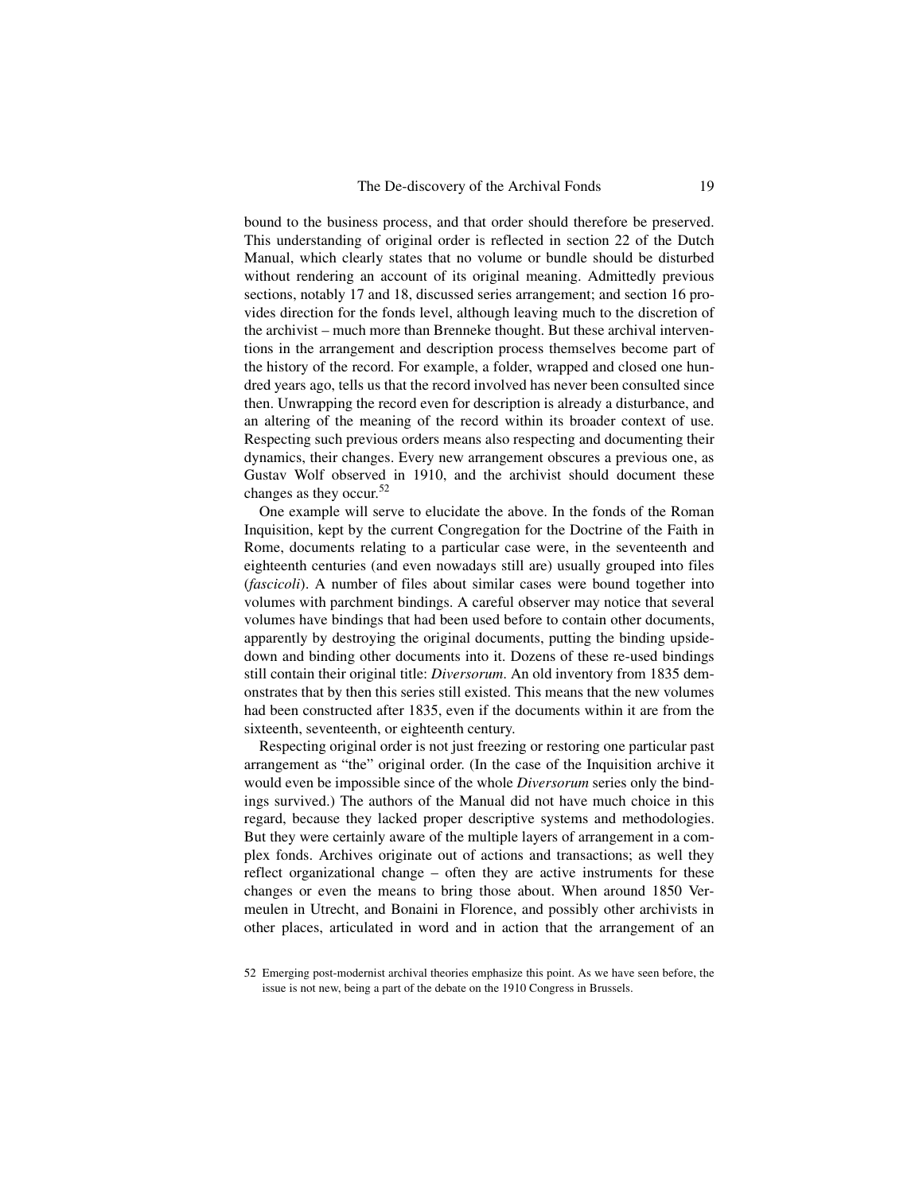bound to the business process, and that order should therefore be preserved. This understanding of original order is reflected in section 22 of the Dutch Manual, which clearly states that no volume or bundle should be disturbed without rendering an account of its original meaning. Admittedly previous sections, notably 17 and 18, discussed series arrangement; and section 16 provides direction for the fonds level, although leaving much to the discretion of the archivist – much more than Brenneke thought. But these archival interventions in the arrangement and description process themselves become part of the history of the record. For example, a folder, wrapped and closed one hundred years ago, tells us that the record involved has never been consulted since then. Unwrapping the record even for description is already a disturbance, and an altering of the meaning of the record within its broader context of use. Respecting such previous orders means also respecting and documenting their dynamics, their changes. Every new arrangement obscures a previous one, as Gustav Wolf observed in 1910, and the archivist should document these changes as they occur.[52]

One example will serve to elucidate the above. In the fonds of the Roman Inquisition, kept by the current Congregation for the Doctrine of the Faith in Rome, documents relating to a particular case were, in the seventeenth and eighteenth centuries (and even nowadays still are) usually grouped into files (*fascicoli*). A number of files about similar cases were bound together into volumes with parchment bindings. A careful observer may notice that several volumes have bindings that had been used before to contain other documents, apparently by destroying the original documents, putting the binding upside-down and binding other documents into it. Dozens of these re-used bindings still contain their original title: *Diversorum*. An old inventory from 1835 demonstrates that by then this series still existed. This means that the new volumes had been constructed after 1835, even if the documents within it are from the sixteenth, seventeenth, or eighteenth century.

Respecting original order is not just freezing or restoring one particular past arrangement as "the" original order. (In the case of the Inquisition archive it would even be impossible since of the whole *Diversorum* series only the bindings survived.) The authors of the Manual did not have much choice in this regard, because they lacked proper descriptive systems and methodologies. But they were certainly aware of the multiple layers of arrangement in a complex fonds. Archives originate out of actions and transactions; as well they reflect organizational change – often they are active instruments for these changes or even the means to bring those about. When around 1850 Vermeulen in Utrecht, and Bonaini in Florence, and possibly other archivists in other places, articulated in word and in action that the arrangement of an

52 Emerging post-modernist archival theories emphasize this point. As we have seen before, the issue is not new, being a part of the debate on the 1910 Congress in Brussels.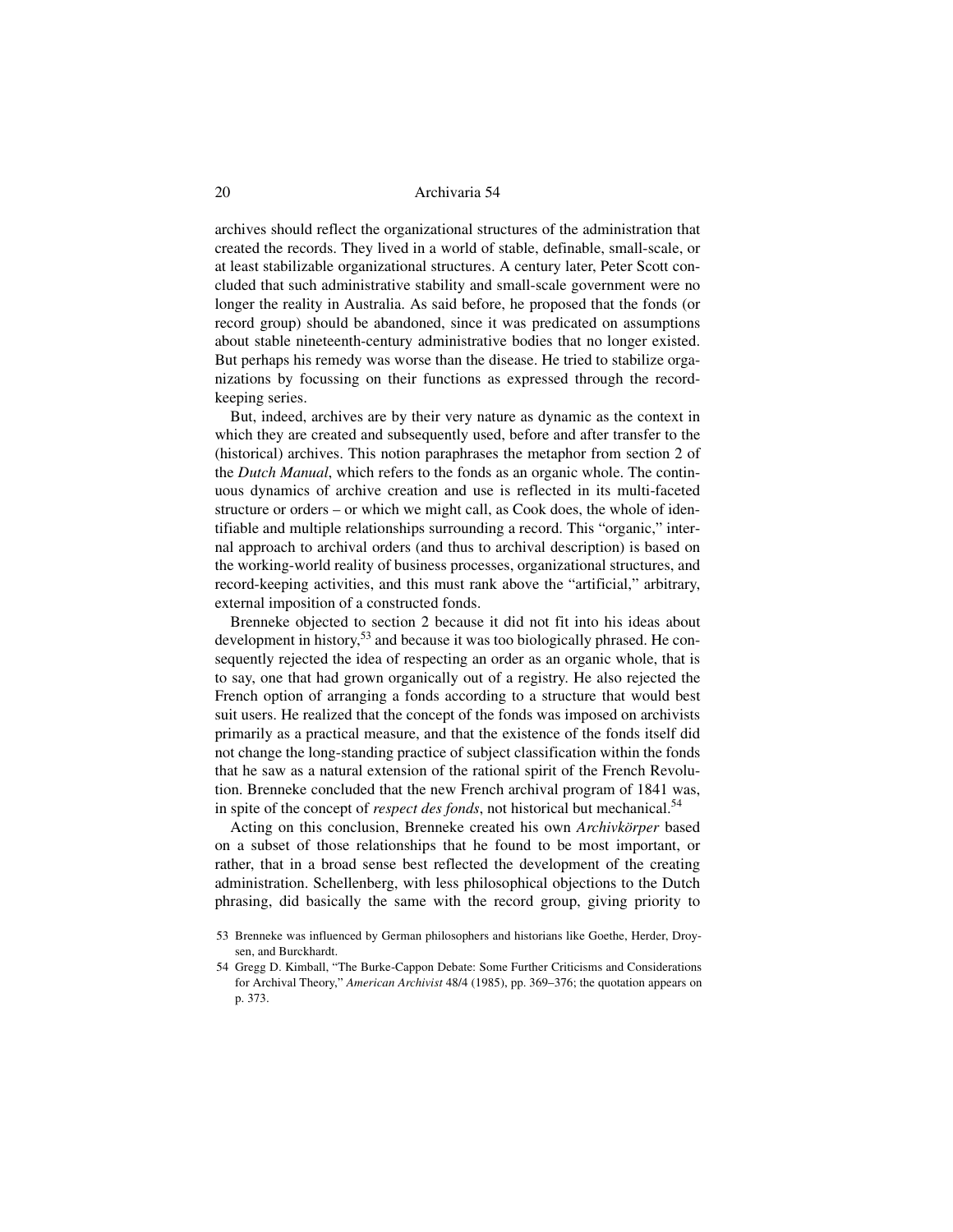archives should reflect the organizational structures of the administration that created the records. They lived in a world of stable, definable, small-scale, or at least stabilizable organizational structures. A century later, Peter Scott concluded that such administrative stability and small-scale government were no longer the reality in Australia. As said before, he proposed that the fonds (or record group) should be abandoned, since it was predicated on assumptions about stable nineteenth-century administrative bodies that no longer existed. But perhaps his remedy was worse than the disease. He tried to stabilize organizations by focussing on their functions as expressed through the record-keeping series.

But, indeed, archives are by their very nature as dynamic as the context in which they are created and subsequently used, before and after transfer to the (historical) archives. This notion paraphrases the metaphor from section 2 of the *Dutch Manual*, which refers to the fonds as an organic whole. The continuous dynamics of archive creation and use is reflected in its multi-faceted structure or orders – or which we might call, as Cook does, the whole of identifiable and multiple relationships surrounding a record. This "organic," internal approach to archival orders (and thus to archival description) is based on the working-world reality of business processes, organizational structures, and record-keeping activities, and this must rank above the "artificial," arbitrary, external imposition of a constructed fonds.

Brenneke objected to section 2 because it did not fit into his ideas about development in history,[53] and because it was too biologically phrased. He consequently rejected the idea of respecting an order as an organic whole, that is to say, one that had grown organically out of a registry. He also rejected the French option of arranging a fonds according to a structure that would best suit users. He realized that the concept of the fonds was imposed on archivists primarily as a practical measure, and that the existence of the fonds itself did not change the long-standing practice of subject classification within the fonds that he saw as a natural extension of the rational spirit of the French Revolution. Brenneke concluded that the new French archival program of 1841 was, in spite of the concept of *respect des fonds*, not historical but mechanical.[54]

Acting on this conclusion, Brenneke created his own *Archivkörper* based on a subset of those relationships that he found to be most important, or rather, that in a broad sense best reflected the development of the creating administration. Schellenberg, with less philosophical objections to the Dutch phrasing, did basically the same with the record group, giving priority to

53 Brenneke was influenced by German philosophers and historians like Goethe, Herder, Droysen, and Burckhardt.

54 Gregg D. Kimball, "The Burke-Cappon Debate: Some Further Criticisms and Considerations for Archival Theory," *American Archivist* 48/4 (1985), pp. 369–376; the quotation appears on p. 373.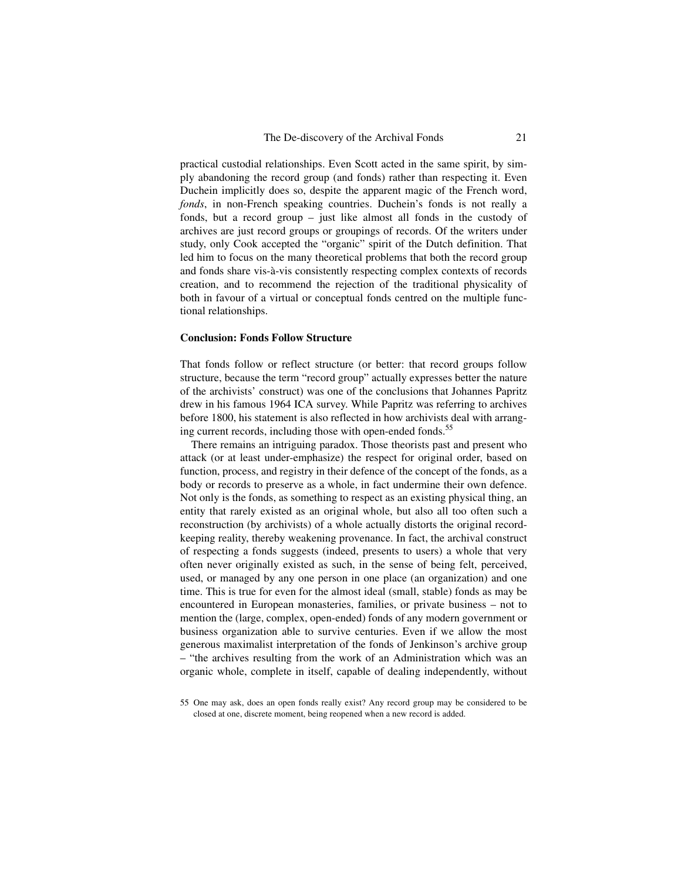practical custodial relationships. Even Scott acted in the same spirit, by simply abandoning the record group (and fonds) rather than respecting it. Even Duchein implicitly does so, despite the apparent magic of the French word, *fonds*, in non-French speaking countries. Duchein's fonds is not really a fonds, but a record group – just like almost all fonds in the custody of archives are just record groups or groupings of records. Of the writers under study, only Cook accepted the "organic" spirit of the Dutch definition. That led him to focus on the many theoretical problems that both the record group and fonds share vis-à-vis consistently respecting complex contexts of records creation, and to recommend the rejection of the traditional physicality of both in favour of a virtual or conceptual fonds centred on the multiple functional relationships.

## Conclusion: Fonds Follow Structure

That fonds follow or reflect structure (or better: that record groups follow structure, because the term "record group" actually expresses better the nature of the archivists' construct) was one of the conclusions that Johannes Papritz drew in his famous 1964 ICA survey. While Papritz was referring to archives before 1800, his statement is also reflected in how archivists deal with arranging current records, including those with open-ended fonds.[55]

There remains an intriguing paradox. Those theorists past and present who attack (or at least under-emphasize) the respect for original order, based on function, process, and registry in their defence of the concept of the fonds, as a body or records to preserve as a whole, in fact undermine their own defence. Not only is the fonds, as something to respect as an existing physical thing, an entity that rarely existed as an original whole, but also all too often such a reconstruction (by archivists) of a whole actually distorts the original record-keeping reality, thereby weakening provenance. In fact, the archival construct of respecting a fonds suggests (indeed, presents to users) a whole that very often never originally existed as such, in the sense of being felt, perceived, used, or managed by any one person in one place (an organization) and one time. This is true for even for the almost ideal (small, stable) fonds as may be encountered in European monasteries, families, or private business – not to mention the (large, complex, open-ended) fonds of any modern government or business organization able to survive centuries. Even if we allow the most generous maximalist interpretation of the fonds of Jenkinson's archive group – "the archives resulting from the work of an Administration which was an organic whole, complete in itself, capable of dealing independently, without

55 One may ask, does an open fonds really exist? Any record group may be considered to be closed at one, discrete moment, being reopened when a new record is added.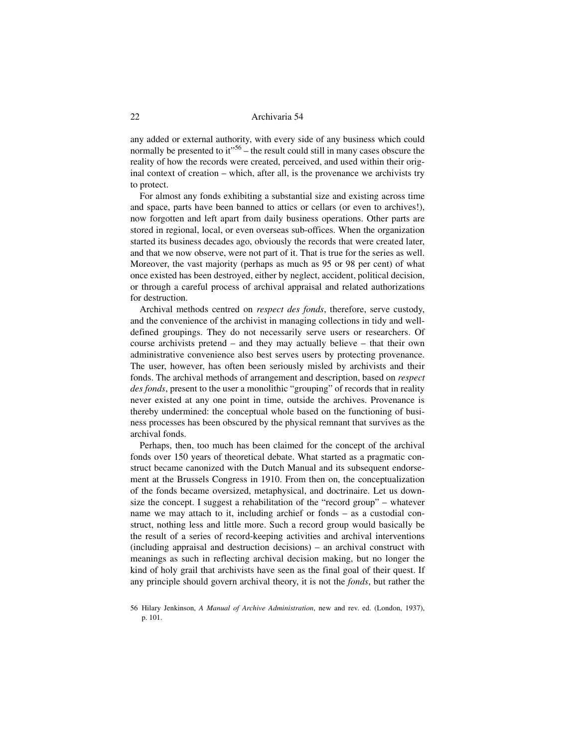any added or external authority, with every side of any business which could normally be presented to it"[56] – the result could still in many cases obscure the reality of how the records were created, perceived, and used within their original context of creation – which, after all, is the provenance we archivists try to protect.

For almost any fonds exhibiting a substantial size and existing across time and space, parts have been banned to attics or cellars (or even to archives!), now forgotten and left apart from daily business operations. Other parts are stored in regional, local, or even overseas sub-offices. When the organization started its business decades ago, obviously the records that were created later, and that we now observe, were not part of it. That is true for the series as well. Moreover, the vast majority (perhaps as much as 95 or 98 per cent) of what once existed has been destroyed, either by neglect, accident, political decision, or through a careful process of archival appraisal and related authorizations for destruction.

Archival methods centred on *respect des fonds*, therefore, serve custody, and the convenience of the archivist in managing collections in tidy and well-defined groupings. They do not necessarily serve users or researchers. Of course archivists pretend – and they may actually believe – that their own administrative convenience also best serves users by protecting provenance. The user, however, has often been seriously misled by archivists and their fonds. The archival methods of arrangement and description, based on *respect des fonds*, present to the user a monolithic "grouping" of records that in reality never existed at any one point in time, outside the archives. Provenance is thereby undermined: the conceptual whole based on the functioning of business processes has been obscured by the physical remnant that survives as the archival fonds.

Perhaps, then, too much has been claimed for the concept of the archival fonds over 150 years of theoretical debate. What started as a pragmatic construct became canonized with the Dutch Manual and its subsequent endorsement at the Brussels Congress in 1910. From then on, the conceptualization of the fonds became oversized, metaphysical, and doctrinaire. Let us downsize the concept. I suggest a rehabilitation of the "record group" – whatever name we may attach to it, including archief or fonds – as a custodial construct, nothing less and little more. Such a record group would basically be the result of a series of record-keeping activities and archival interventions (including appraisal and destruction decisions) – an archival construct with meanings as such in reflecting archival decision making, but no longer the kind of holy grail that archivists have seen as the final goal of their quest. If any principle should govern archival theory, it is not the *fonds*, but rather the

56 Hilary Jenkinson, *A Manual of Archive Administration*, new and rev. ed. (London, 1937), p. 101.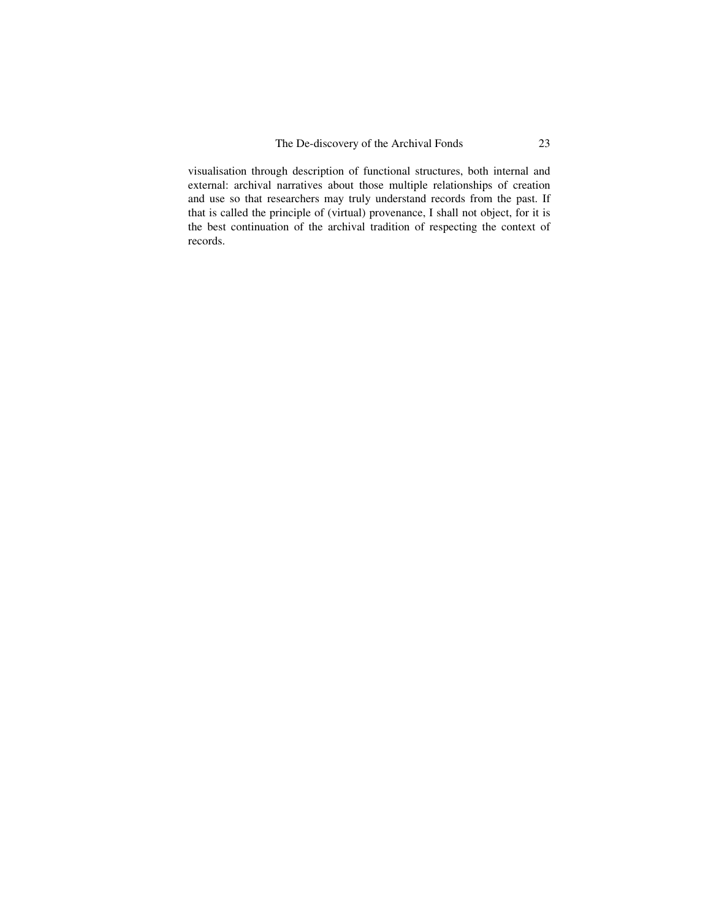visualisation through description of functional structures, both internal and external: archival narratives about those multiple relationships of creation and use so that researchers may truly understand records from the past. If that is called the principle of (virtual) provenance, I shall not object, for it is the best continuation of the archival tradition of respecting the context of records.